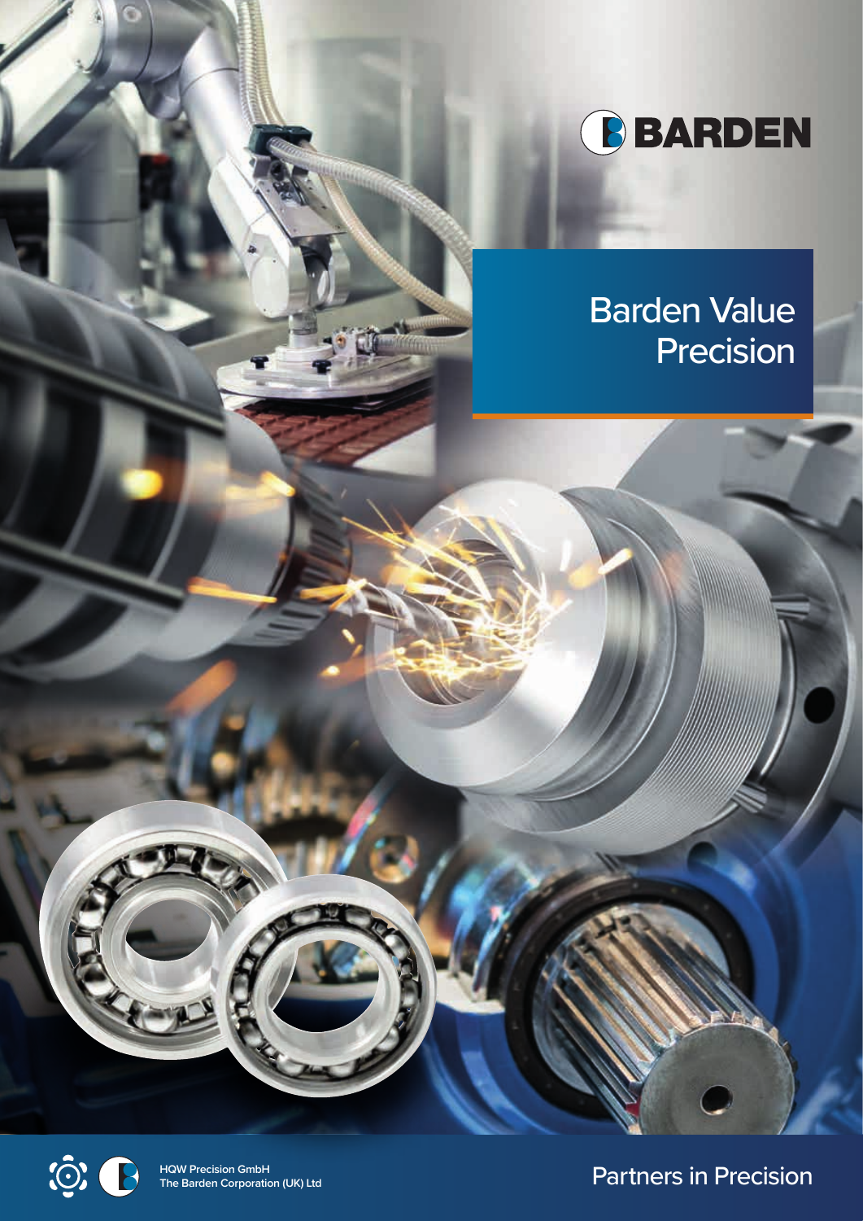BARDEN

# Barden Value Precision

HQW Precision GmbH
The Barden Corporation (UK) Ltd

Partners in Precision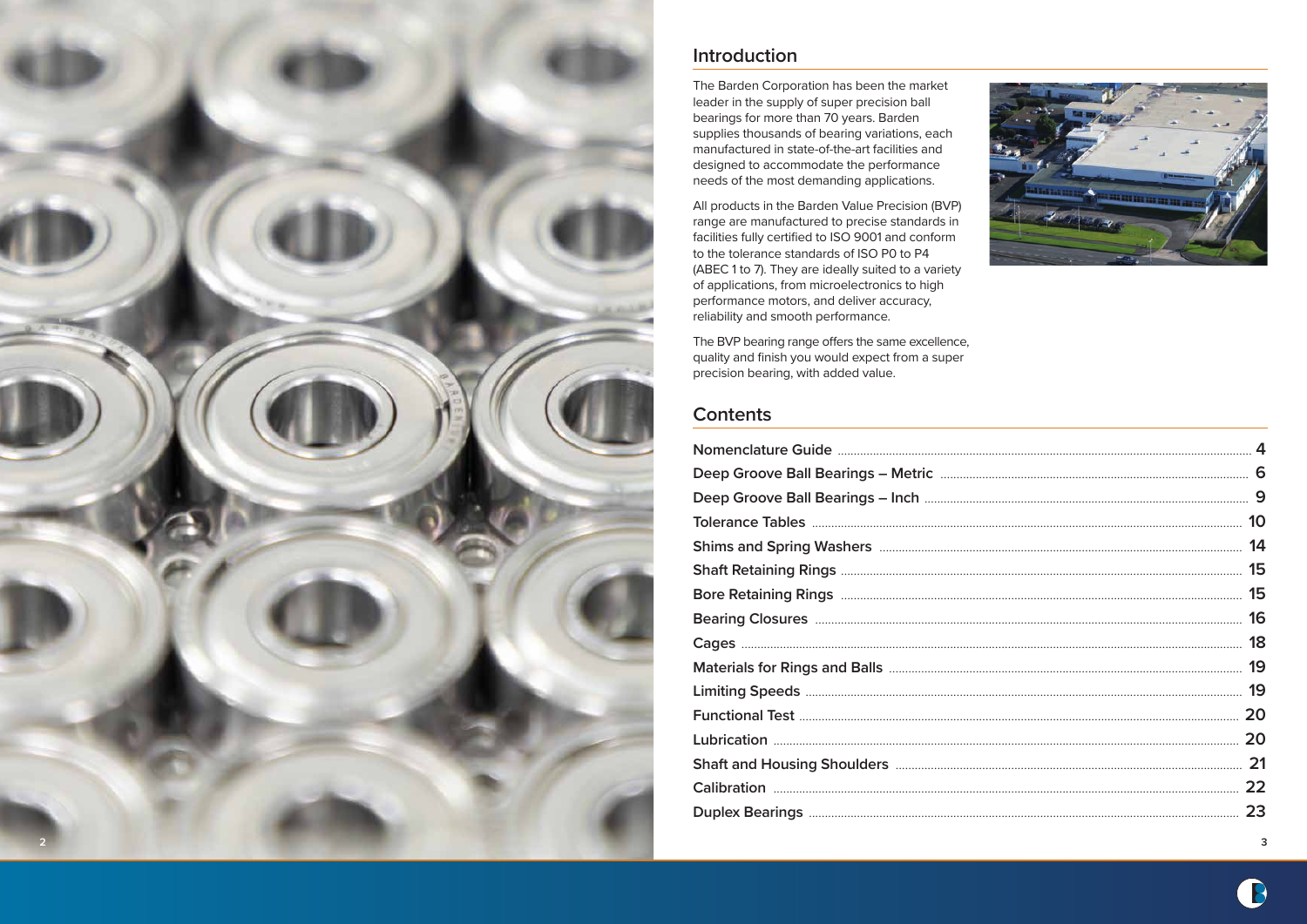## Introduction

The Barden Corporation has been the market leader in the supply of super precision ball bearings for more than 70 years. Barden supplies thousands of bearing variations, each manufactured in state-of-the-art facilities and designed to accommodate the performance needs of the most demanding applications.

All products in the Barden Value Precision (BVP) range are manufactured to precise standards in facilities fully certified to ISO 9001 and conform to the tolerance standards of ISO P0 to P4 (ABEC 1 to 7). They are ideally suited to a variety of applications, from microelectronics to high performance motors, and deliver accuracy, reliability and smooth performance.

The BVP bearing range offers the same excellence, quality and finish you would expect from a super precision bearing, with added value.

## Contents

| | |
|---|---|
| **Nomenclature Guide** | **4** |
| **Deep Groove Ball Bearings – Metric** | **6** |
| **Deep Groove Ball Bearings – Inch** | **9** |
| **Tolerance Tables** | **10** |
| **Shims and Spring Washers** | **14** |
| **Shaft Retaining Rings** | **15** |
| **Bore Retaining Rings** | **15** |
| **Bearing Closures** | **16** |
| **Cages** | **18** |
| **Materials for Rings and Balls** | **19** |
| **Limiting Speeds** | **19** |
| **Functional Test** | **20** |
| **Lubrication** | **20** |
| **Shaft and Housing Shoulders** | **21** |
| **Calibration** | **22** |
| **Duplex Bearings** | **23** |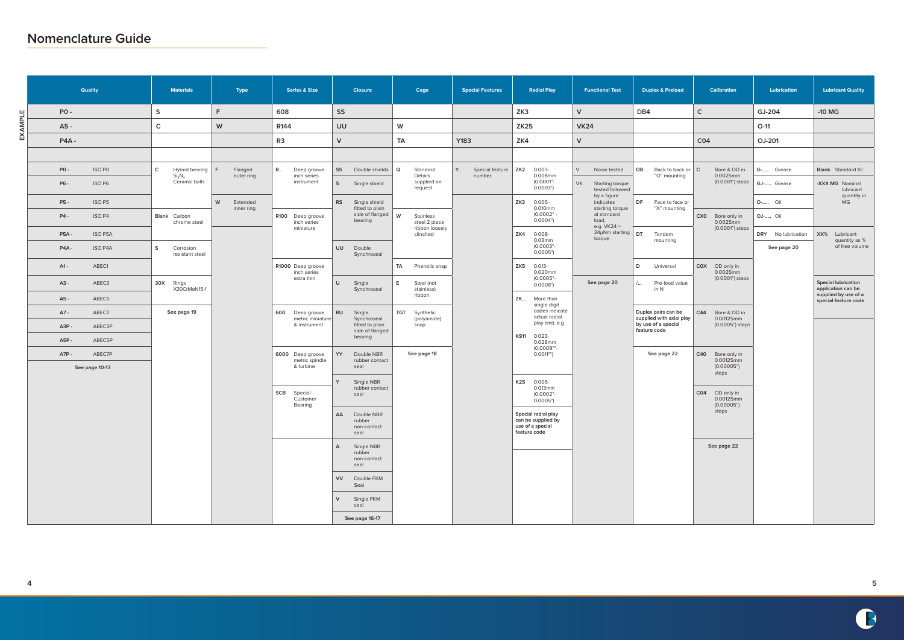# Nomenclature Guide

**EXAMPLE**

| Quality | Materials | Type | Series & Size | Closure | Cage | Special Features | Radial Play | Functional Test | Duplex & Preload | Calibration | Lubrication | Lubricant Quality |
|---|---|---|---|---|---|---|---|---|---|---|---|---|
| P0 - | S | F | 608 | SS | | | ZK3 | V | DB4 | C | GJ-204 | -10 MG |
| A5 - | C | W | R144 | UU | W | | ZK25 | VK24 | | | O-11 | |
| P4A - | | | R3 | V | TA | Y183 | ZK4 | V | | C04 | OJ-201 | |

| Quality | Materials | Type | Series & Size | Closure | Cage | Special Features | Radial Play | Functional Test | Duplex & Preload | Calibration | Lubrication | Lubricant Quality |
|---|---|---|---|---|---|---|---|---|---|---|---|---|
| P0 - ISO P0<br>P6 - ISO P6<br>P5 - ISO P5<br>P4 - ISO P4<br>P5A - ISO P5A<br>P4A - ISO P4A<br>A1 - ABEC1<br>A3 - ABEC3<br>A5 - ABEC5<br>A7 - ABEC7<br>A3P - ABEC3P<br>A5P - ABEC5P<br>A7P - ABEC7P<br>See page 10-13 | C Hybrid bearing $Si_3N_4$ Ceramic balls<br>Blank Carbon chrome steel<br>S Corrosion resistant steel<br>30X Rings X30CrMoN15-1<br>See page 19 | F Flanged outer ring<br>W Extended inner ring | R.. Deep groove inch series instrument<br>R100 Deep groove inch series miniature<br>R1000 Deep groove inch series extra thin<br>600 Deep groove metric miniature & instrument<br>6000 Deep groove metric spindle & turbine<br>SCB Special Customer Bearing | SS Double shields<br>S Single shield<br>RS Single shield fitted to plain side of flanged bearing<br>UU Double Synchroseal<br>U Single Synchroseal<br>RU Single Synchroseal fitted to plain side of flanged bearing<br>YY Double NBR rubber contact seal<br>Y Single NBR rubber contact seal<br>AA Double NBR rubber non-contact seal<br>A Single NBR rubber non-contact seal<br>VV Double FKM Seal<br>V Single FKM seal<br>See page 16-17 | Q Standard Details supplied on request<br>W Stainless steel 2 piece ribbon loosely clinched<br>TA Phenolic snap<br>E Steel (not stainless) ribbon<br>TGT Synthetic (polyamide) snap<br>See page 18 | Y.. Special feature number | ZK2 0.003-0.008mm (0.0001"-0.0003")<br>ZK3 0.005-0.010mm (0.0002"-0.0004")<br>ZK4 0.008-0.03mm (0.0003"-0.0005")<br>ZK5 0.013-0.020mm (0.0005"-0.0008")<br>ZK... More than single digit codes indicate actual radial play limit, e.g.<br>K911 0.023-0.028mm (0.0009"-0.0011")<br>K25 0.005-0.013mm (0.0002"-0.0005")<br>Special radial play can be supplied by use of a special feature code | V Noise tested<br>VK Starting torque tested followed by a figure indicates starting torque at standard load, e.g. VK24 = 24µNm starting torque<br>See page 20 | DB Back to back or "O" mounting<br>DF Face to face or "X" mounting<br>DT Tandem mounting<br>D Universal<br>/... Pre-load value in N<br>Duplex pairs can be supplied with axial play by use of a special feature code<br>See page 22 | C Bore & OD in 0.0025mm (0.0001") steps<br>CX0 Bore only in 0.0025mm (0.0001") steps<br>C0X OD only in 0.0025mm (0.0001") steps<br>C44 Bore & OD in 0.00125mm (0.0005") steps<br>C40 Bore only in 0.00125mm (0.00005") steps<br>C04 OD only in 0.00125mm (0.00005") steps<br>See page 22 | G-...... Grease<br>GJ-...... Grease<br>O-...... Oil<br>OJ-...... Oil<br>DRY No lubrication<br>See page 20 | Blank Standard fill<br>-XXX MG Nominal lubricant quantity in MG<br>XX% Lubricant quantity as % of free volume<br>Special lubrication application can be supplied by use of a special feature code |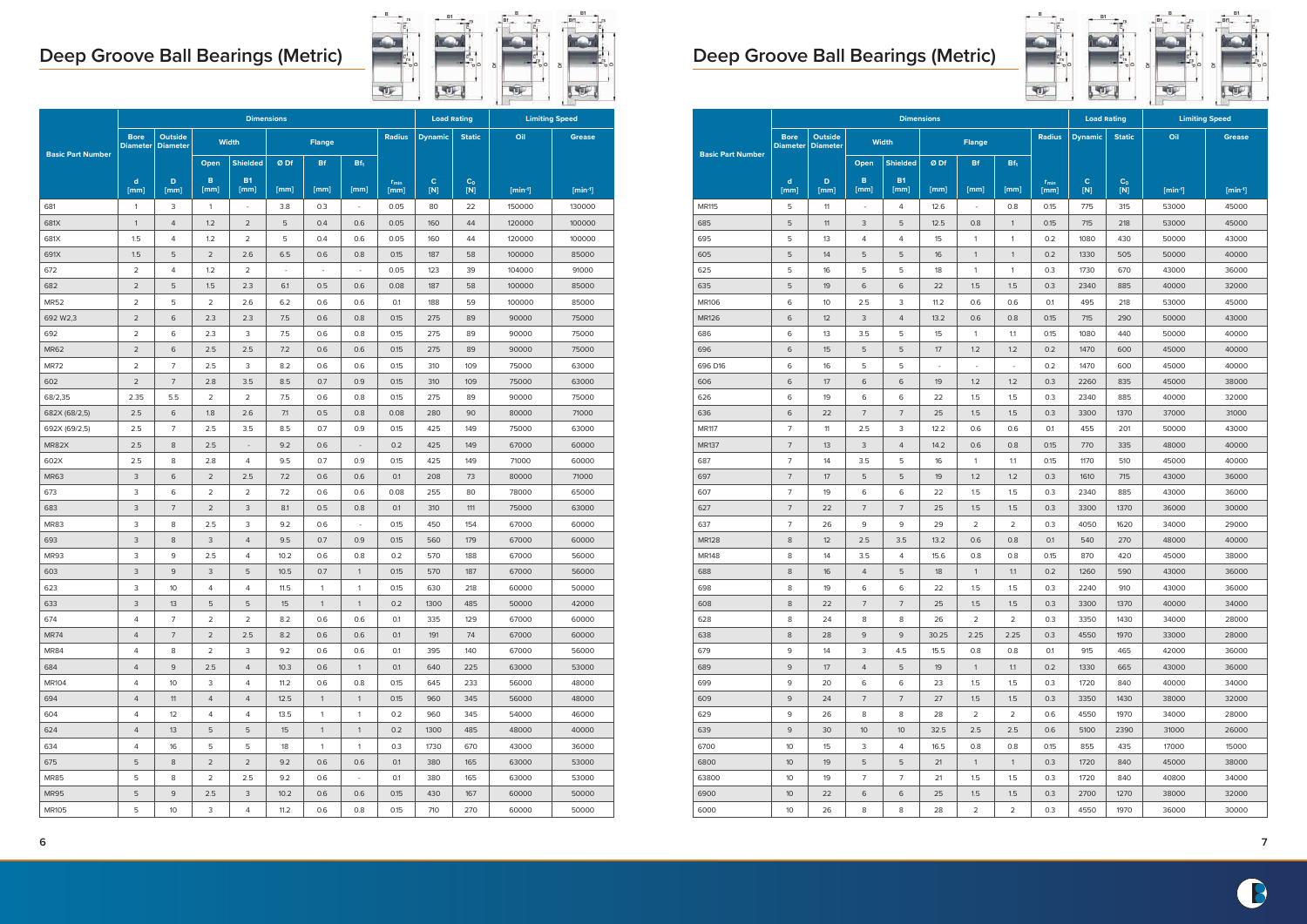# Deep Groove Ball Bearings (Metric)

| Basic Part Number | Bore Diameter d [mm] | Outside Diameter D [mm] | Width Open B [mm] | Width Shielded B1 [mm] | Flange Ø Df [mm] | Flange Bf [mm] | Flange $Bf_1$ [mm] | Radius $r_{min}$ [mm] | Load Rating Dynamic C [N] | Load Rating Static $C_0$ [N] | Limiting Speed Oil [$min^{-1}$] | Limiting Speed Grease [$min^{-1}$] |
|---|---|---|---|---|---|---|---|---|---|---|---|---|
| 681 | 1 | 3 | 1 | - | 3.8 | 0.3 | - | 0.05 | 80 | 22 | 150000 | 130000 |
| 681X | 1 | 4 | 1.2 | 2 | 5 | 0.4 | 0.6 | 0.05 | 160 | 44 | 120000 | 100000 |
| 681X | 1.5 | 4 | 1.2 | 2 | 5 | 0.4 | 0.6 | 0.05 | 160 | 44 | 120000 | 100000 |
| 691X | 1.5 | 5 | 2 | 2.6 | 6.5 | 0.6 | 0.8 | 0.15 | 187 | 58 | 100000 | 85000 |
| 672 | 2 | 4 | 1.2 | 2 | - | - | - | 0.05 | 123 | 39 | 104000 | 91000 |
| 682 | 2 | 5 | 1.5 | 2.3 | 6.1 | 0.5 | 0.6 | 0.08 | 187 | 58 | 100000 | 85000 |
| MR52 | 2 | 5 | 2 | 2.6 | 6.2 | 0.6 | 0.6 | 0.1 | 188 | 59 | 100000 | 85000 |
| 692 W2,3 | 2 | 6 | 2.3 | 2.3 | 7.5 | 0.6 | 0.8 | 0.15 | 275 | 89 | 90000 | 75000 |
| 692 | 2 | 6 | 2.3 | 3 | 7.5 | 0.6 | 0.8 | 0.15 | 275 | 89 | 90000 | 75000 |
| MR62 | 2 | 6 | 2.5 | 2.5 | 7.2 | 0.6 | 0.6 | 0.15 | 275 | 89 | 90000 | 75000 |
| MR72 | 2 | 7 | 2.5 | 3 | 8.2 | 0.6 | 0.6 | 0.15 | 310 | 109 | 75000 | 63000 |
| 602 | 2 | 7 | 2.8 | 3.5 | 8.5 | 0.7 | 0.9 | 0.15 | 310 | 109 | 75000 | 63000 |
| 68/2,35 | 2.35 | 5.5 | 2 | 2 | 7.5 | 0.6 | 0.8 | 0.15 | 275 | 89 | 90000 | 75000 |
| 682X (68/2,5) | 2.5 | 6 | 1.8 | 2.6 | 7.1 | 0.5 | 0.8 | 0.08 | 280 | 90 | 80000 | 71000 |
| 692X (69/2,5) | 2.5 | 7 | 2.5 | 3.5 | 8.5 | 0.7 | 0.9 | 0.15 | 425 | 149 | 75000 | 63000 |
| MR82X | 2.5 | 8 | 2.5 | - | 9.2 | 0.6 | - | 0.2 | 425 | 149 | 67000 | 60000 |
| 602X | 2.5 | 8 | 2.8 | 4 | 9.5 | 0.7 | 0.9 | 0.15 | 425 | 149 | 71000 | 60000 |
| MR63 | 3 | 6 | 2 | 2.5 | 7.2 | 0.6 | 0.6 | 0.1 | 208 | 73 | 80000 | 71000 |
| 673 | 3 | 6 | 2 | 2 | 7.2 | 0.6 | 0.6 | 0.08 | 255 | 80 | 78000 | 65000 |
| 683 | 3 | 7 | 2 | 3 | 8.1 | 0.5 | 0.8 | 0.1 | 310 | 111 | 75000 | 63000 |
| MR83 | 3 | 8 | 2.5 | 3 | 9.2 | 0.6 | - | 0.15 | 450 | 154 | 67000 | 60000 |
| 693 | 3 | 8 | 3 | 4 | 9.5 | 0.7 | 0.9 | 0.15 | 560 | 179 | 67000 | 60000 |
| MR93 | 3 | 9 | 2.5 | 4 | 10.2 | 0.6 | 0.8 | 0.2 | 570 | 188 | 67000 | 56000 |
| 603 | 3 | 9 | 3 | 5 | 10.5 | 0.7 | 1 | 0.15 | 570 | 187 | 67000 | 56000 |
| 623 | 3 | 10 | 4 | 4 | 11.5 | 1 | 1 | 0.15 | 630 | 218 | 60000 | 50000 |
| 633 | 3 | 13 | 5 | 5 | 15 | 1 | 1 | 0.2 | 1300 | 485 | 50000 | 42000 |
| 674 | 4 | 7 | 2 | 2 | 8.2 | 0.6 | 0.6 | 0.1 | 335 | 129 | 67000 | 60000 |
| MR74 | 4 | 7 | 2 | 2.5 | 8.2 | 0.6 | 0.6 | 0.1 | 191 | 74 | 67000 | 60000 |
| MR84 | 4 | 8 | 2 | 3 | 9.2 | 0.6 | 0.6 | 0.1 | 395 | 140 | 67000 | 56000 |
| 684 | 4 | 9 | 2.5 | 4 | 10.3 | 0.6 | 1 | 0.1 | 640 | 225 | 63000 | 53000 |
| MR104 | 4 | 10 | 3 | 4 | 11.2 | 0.6 | 0.8 | 0.15 | 645 | 233 | 56000 | 48000 |
| 694 | 4 | 11 | 4 | 4 | 12.5 | 1 | 1 | 0.15 | 960 | 345 | 56000 | 48000 |
| 604 | 4 | 12 | 4 | 4 | 13.5 | 1 | 1 | 0.2 | 960 | 345 | 54000 | 46000 |
| 624 | 4 | 13 | 5 | 5 | 15 | 1 | 1 | 0.2 | 1300 | 485 | 48000 | 40000 |
| 634 | 4 | 16 | 5 | 5 | 18 | 1 | 1 | 0.3 | 1730 | 670 | 43000 | 36000 |
| 675 | 5 | 8 | 2 | 2 | 9.2 | 0.6 | 0.6 | 0.1 | 380 | 165 | 63000 | 53000 |
| MR85 | 5 | 8 | 2 | 2.5 | 9.2 | 0.6 | - | 0.1 | 380 | 165 | 63000 | 53000 |
| MR95 | 5 | 9 | 2.5 | 3 | 10.2 | 0.6 | 0.6 | 0.15 | 430 | 167 | 60000 | 50000 |
| MR105 | 5 | 10 | 3 | 4 | 11.2 | 0.6 | 0.8 | 0.15 | 710 | 270 | 60000 | 50000 |

# Deep Groove Ball Bearings (Metric)

| Basic Part Number | Bore Diameter d [mm] | Outside Diameter D [mm] | Width Open B [mm] | Width Shielded B1 [mm] | Flange Ø Df [mm] | Flange Bf [mm] | Flange $Bf_1$ [mm] | Radius $r_{min}$ [mm] | Load Rating Dynamic C [N] | Load Rating Static $C_0$ [N] | Limiting Speed Oil [$min^{-1}$] | Limiting Speed Grease [$min^{-1}$] |
|---|---|---|---|---|---|---|---|---|---|---|---|---|
| MR115 | 5 | 11 | - | 4 | 12.6 | - | 0.8 | 0.15 | 775 | 315 | 53000 | 45000 |
| 685 | 5 | 11 | 3 | 5 | 12.5 | 0.8 | 1 | 0.15 | 715 | 218 | 53000 | 45000 |
| 695 | 5 | 13 | 4 | 4 | 15 | 1 | 1 | 0.2 | 1080 | 430 | 50000 | 43000 |
| 605 | 5 | 14 | 5 | 5 | 16 | 1 | 1 | 0.2 | 1330 | 505 | 50000 | 40000 |
| 625 | 5 | 16 | 5 | 5 | 18 | 1 | 1 | 0.3 | 1730 | 670 | 43000 | 36000 |
| 635 | 5 | 19 | 6 | 6 | 22 | 1.5 | 1.5 | 0.3 | 2340 | 885 | 40000 | 32000 |
| MR106 | 6 | 10 | 2.5 | 3 | 11.2 | 0.6 | 0.6 | 0.1 | 495 | 218 | 53000 | 45000 |
| MR126 | 6 | 12 | 3 | 4 | 13.2 | 0.6 | 0.8 | 0.15 | 715 | 290 | 50000 | 43000 |
| 686 | 6 | 13 | 3.5 | 5 | 15 | 1 | 1.1 | 0.15 | 1080 | 440 | 50000 | 40000 |
| 696 | 6 | 15 | 5 | 5 | 17 | 1.2 | 1.2 | 0.2 | 1470 | 600 | 45000 | 40000 |
| 696 D16 | 6 | 16 | 5 | 5 | - | - | - | 0.2 | 1470 | 600 | 45000 | 40000 |
| 606 | 6 | 17 | 6 | 6 | 19 | 1.2 | 1.2 | 0.3 | 2260 | 835 | 45000 | 38000 |
| 626 | 6 | 19 | 6 | 6 | 22 | 1.5 | 1.5 | 0.3 | 2340 | 885 | 40000 | 32000 |
| 636 | 6 | 22 | 7 | 7 | 25 | 1.5 | 1.5 | 0.3 | 3300 | 1370 | 37000 | 31000 |
| MR117 | 7 | 11 | 2.5 | 3 | 12.2 | 0.6 | 0.6 | 0.1 | 455 | 201 | 50000 | 43000 |
| MR137 | 7 | 13 | 3 | 4 | 14.2 | 0.6 | 0.8 | 0.15 | 770 | 335 | 48000 | 40000 |
| 687 | 7 | 14 | 3.5 | 5 | 16 | 1 | 1.1 | 0.15 | 1170 | 510 | 45000 | 40000 |
| 697 | 7 | 17 | 5 | 5 | 19 | 1.2 | 1.2 | 0.3 | 1610 | 715 | 43000 | 36000 |
| 607 | 7 | 19 | 6 | 6 | 22 | 1.5 | 1.5 | 0.3 | 2340 | 885 | 43000 | 36000 |
| 627 | 7 | 22 | 7 | 7 | 25 | 1.5 | 1.5 | 0.3 | 3300 | 1370 | 36000 | 30000 |
| 637 | 7 | 26 | 9 | 9 | 29 | 2 | 2 | 0.3 | 4050 | 1620 | 34000 | 29000 |
| MR128 | 8 | 12 | 2.5 | 3.5 | 13.2 | 0.6 | 0.8 | 0.1 | 540 | 270 | 48000 | 40000 |
| MR148 | 8 | 14 | 3.5 | 4 | 15.6 | 0.8 | 0.8 | 0.15 | 870 | 420 | 45000 | 38000 |
| 688 | 8 | 16 | 4 | 5 | 18 | 1 | 1.1 | 0.2 | 1260 | 590 | 43000 | 36000 |
| 698 | 8 | 19 | 6 | 6 | 22 | 1.5 | 1.5 | 0.3 | 2240 | 910 | 43000 | 36000 |
| 608 | 8 | 22 | 7 | 7 | 25 | 1.5 | 1.5 | 0.3 | 3300 | 1370 | 40000 | 34000 |
| 628 | 8 | 24 | 8 | 8 | 26 | 2 | 2 | 0.3 | 3350 | 1430 | 34000 | 28000 |
| 638 | 8 | 28 | 9 | 9 | 30.25 | 2.25 | 2.25 | 0.3 | 4550 | 1970 | 33000 | 28000 |
| 679 | 9 | 14 | 3 | 4.5 | 15.5 | 0.8 | 0.8 | 0.1 | 915 | 465 | 42000 | 36000 |
| 689 | 9 | 17 | 4 | 5 | 19 | 1 | 1.1 | 0.2 | 1330 | 665 | 43000 | 36000 |
| 699 | 9 | 20 | 6 | 6 | 23 | 1.5 | 1.5 | 0.3 | 1720 | 840 | 40000 | 34000 |
| 609 | 9 | 24 | 7 | 7 | 27 | 1.5 | 1.5 | 0.3 | 3350 | 1430 | 38000 | 32000 |
| 629 | 9 | 26 | 8 | 8 | 28 | 2 | 2 | 0.6 | 4550 | 1970 | 34000 | 28000 |
| 639 | 9 | 30 | 10 | 10 | 32.5 | 2.5 | 2.5 | 0.6 | 5100 | 2390 | 31000 | 26000 |
| 6700 | 10 | 15 | 3 | 4 | 16.5 | 0.8 | 0.8 | 0.15 | 855 | 435 | 17000 | 15000 |
| 6800 | 10 | 19 | 5 | 5 | 21 | 1 | 1 | 0.3 | 1720 | 840 | 45000 | 38000 |
| 63800 | 10 | 19 | 7 | 7 | 21 | 1.5 | 1.5 | 0.3 | 1720 | 840 | 40800 | 34000 |
| 6900 | 10 | 22 | 6 | 6 | 25 | 1.5 | 1.5 | 0.3 | 2700 | 1270 | 38000 | 32000 |
| 6000 | 10 | 26 | 8 | 8 | 28 | 2 | 2 | 0.3 | 4550 | 1970 | 36000 | 30000 |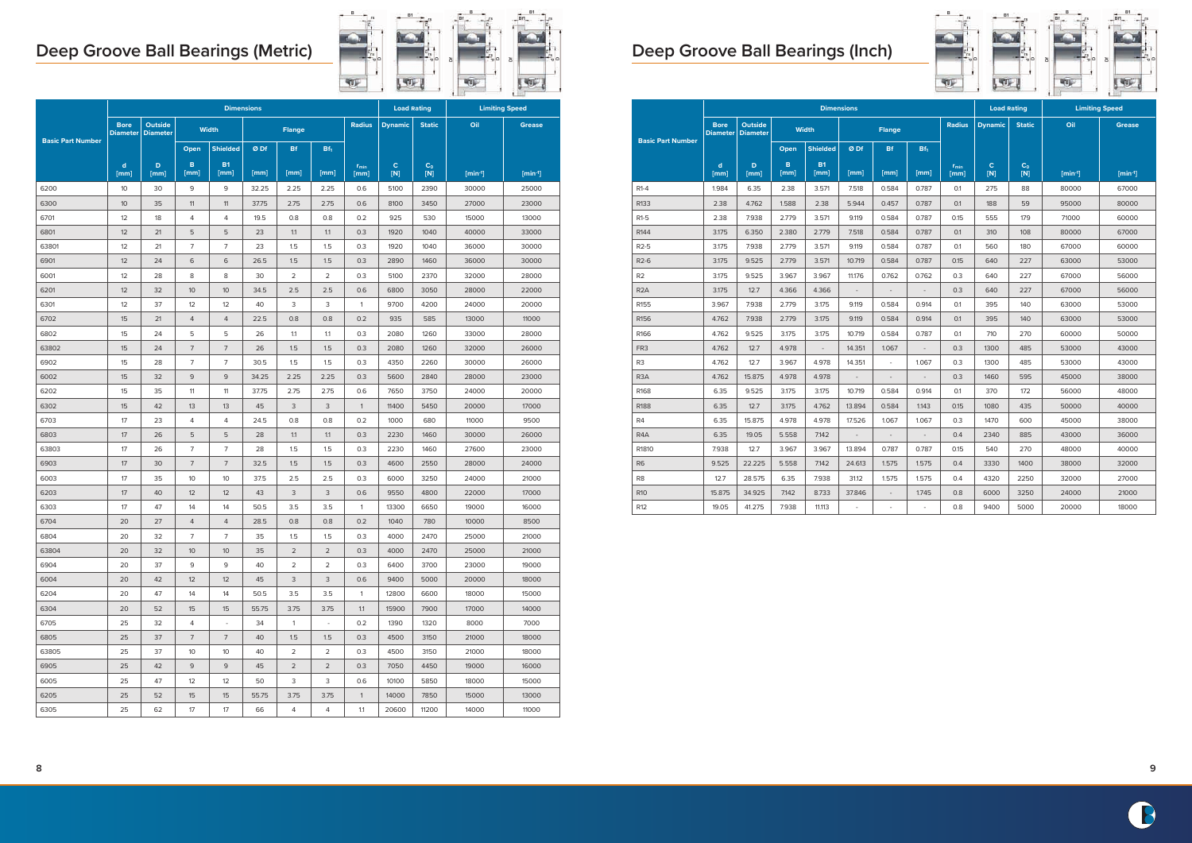# Deep Groove Ball Bearings (Metric)

| Basic Part Number | Dimensions | | | | | | | | Load Rating | | Limiting Speed | |
|---|---|---|---|---|---|---|---|---|---|---|---|---|
| | Bore Diameter | Outside Diameter | Width | | Flange | | | Radius | Dynamic | Static | Oil | Grease |
| | | | Open | Shielded | Ø Df | Bf | $Bf_1$ | | | | | |
| | d [mm] | D [mm] | B [mm] | B1 [mm] | [mm] | [mm] | [mm] | $r_{min}$ [mm] | C [N] | $C_0$ [N] | [min⁻¹] | [min⁻¹] |
| 6200 | 10 | 30 | 9 | 9 | 32.25 | 2.25 | 2.25 | 0.6 | 5100 | 2390 | 30000 | 25000 |
| 6300 | 10 | 35 | 11 | 11 | 37.75 | 2.75 | 2.75 | 0.6 | 8100 | 3450 | 27000 | 23000 |
| 6701 | 12 | 18 | 4 | 4 | 19.5 | 0.8 | 0.8 | 0.2 | 925 | 530 | 15000 | 13000 |
| 6801 | 12 | 21 | 5 | 5 | 23 | 1.1 | 1.1 | 0.3 | 1920 | 1040 | 40000 | 33000 |
| 63801 | 12 | 21 | 7 | 7 | 23 | 1.5 | 1.5 | 0.3 | 1920 | 1040 | 36000 | 30000 |
| 6901 | 12 | 24 | 6 | 6 | 26.5 | 1.5 | 1.5 | 0.3 | 2890 | 1460 | 36000 | 30000 |
| 6001 | 12 | 28 | 8 | 8 | 30 | 2 | 2 | 0.3 | 5100 | 2370 | 32000 | 28000 |
| 6201 | 12 | 32 | 10 | 10 | 34.5 | 2.5 | 2.5 | 0.6 | 6800 | 3050 | 28000 | 22000 |
| 6301 | 12 | 37 | 12 | 12 | 40 | 3 | 3 | 1 | 9700 | 4200 | 24000 | 20000 |
| 6702 | 15 | 21 | 4 | 4 | 22.5 | 0.8 | 0.8 | 0.2 | 935 | 585 | 13000 | 11000 |
| 6802 | 15 | 24 | 5 | 5 | 26 | 1.1 | 1.1 | 0.3 | 2080 | 1260 | 33000 | 28000 |
| 63802 | 15 | 24 | 7 | 7 | 26 | 1.5 | 1.5 | 0.3 | 2080 | 1260 | 32000 | 26000 |
| 6902 | 15 | 28 | 7 | 7 | 30.5 | 1.5 | 1.5 | 0.3 | 4350 | 2260 | 30000 | 26000 |
| 6002 | 15 | 32 | 9 | 9 | 34.25 | 2.25 | 2.25 | 0.3 | 5600 | 2840 | 28000 | 23000 |
| 6202 | 15 | 35 | 11 | 11 | 37.75 | 2.75 | 2.75 | 0.6 | 7650 | 3750 | 24000 | 20000 |
| 6302 | 15 | 42 | 13 | 13 | 45 | 3 | 3 | 1 | 11400 | 5450 | 20000 | 17000 |
| 6703 | 17 | 23 | 4 | 4 | 24.5 | 0.8 | 0.8 | 0.2 | 1000 | 680 | 11000 | 9500 |
| 6803 | 17 | 26 | 5 | 5 | 28 | 1.1 | 1.1 | 0.3 | 2230 | 1460 | 30000 | 26000 |
| 63803 | 17 | 26 | 7 | 7 | 28 | 1.5 | 1.5 | 0.3 | 2230 | 1460 | 27600 | 23000 |
| 6903 | 17 | 30 | 7 | 7 | 32.5 | 1.5 | 1.5 | 0.3 | 4600 | 2550 | 28000 | 24000 |
| 6003 | 17 | 35 | 10 | 10 | 37.5 | 2.5 | 2.5 | 0.3 | 6000 | 3250 | 24000 | 21000 |
| 6203 | 17 | 40 | 12 | 12 | 43 | 3 | 3 | 0.6 | 9550 | 4800 | 22000 | 17000 |
| 6303 | 17 | 47 | 14 | 14 | 50.5 | 3.5 | 3.5 | 1 | 13300 | 6650 | 19000 | 16000 |
| 6704 | 20 | 27 | 4 | 4 | 28.5 | 0.8 | 0.8 | 0.2 | 1040 | 780 | 10000 | 8500 |
| 6804 | 20 | 32 | 7 | 7 | 35 | 1.5 | 1.5 | 0.3 | 4000 | 2470 | 25000 | 21000 |
| 63804 | 20 | 32 | 10 | 10 | 35 | 2 | 2 | 0.3 | 4000 | 2470 | 25000 | 21000 |
| 6904 | 20 | 37 | 9 | 9 | 40 | 2 | 2 | 0.3 | 6400 | 3700 | 23000 | 19000 |
| 6004 | 20 | 42 | 12 | 12 | 45 | 3 | 3 | 0.6 | 9400 | 5000 | 20000 | 18000 |
| 6204 | 20 | 47 | 14 | 14 | 50.5 | 3.5 | 3.5 | 1 | 12800 | 6600 | 18000 | 15000 |
| 6304 | 20 | 52 | 15 | 15 | 55.75 | 3.75 | 3.75 | 1.1 | 15900 | 7900 | 17000 | 14000 |
| 6705 | 25 | 32 | 4 | - | 34 | 1 | - | 0.2 | 1390 | 1320 | 8000 | 7000 |
| 6805 | 25 | 37 | 7 | 7 | 40 | 1.5 | 1.5 | 0.3 | 4500 | 3150 | 21000 | 18000 |
| 63805 | 25 | 37 | 10 | 10 | 40 | 2 | 2 | 0.3 | 4500 | 3150 | 21000 | 18000 |
| 6905 | 25 | 42 | 9 | 9 | 45 | 2 | 2 | 0.3 | 7050 | 4450 | 19000 | 16000 |
| 6005 | 25 | 47 | 12 | 12 | 50 | 3 | 3 | 0.6 | 10100 | 5850 | 18000 | 15000 |
| 6205 | 25 | 52 | 15 | 15 | 55.75 | 3.75 | 3.75 | 1 | 14000 | 7850 | 15000 | 13000 |
| 6305 | 25 | 62 | 17 | 17 | 66 | 4 | 4 | 1.1 | 20600 | 11200 | 14000 | 11000 |

# Deep Groove Ball Bearings (Inch)

| Basic Part Number | Dimensions | | | | | | | | Load Rating | | Limiting Speed | |
|---|---|---|---|---|---|---|---|---|---|---|---|---|
| | Bore Diameter | Outside Diameter | Width | | Flange | | | Radius | Dynamic | Static | Oil | Grease |
| | | | Open | Shielded | Ø Df | Bf | $Bf_1$ | | | | | |
| | d [mm] | D [mm] | B [mm] | B1 [mm] | [mm] | [mm] | [mm] | $r_{min}$ [mm] | C [N] | $C_0$ [N] | [min⁻¹] | [min⁻¹] |
| R1-4 | 1.984 | 6.35 | 2.38 | 3.571 | 7.518 | 0.584 | 0.787 | 0.1 | 275 | 88 | 80000 | 67000 |
| R133 | 2.38 | 4.762 | 1.588 | 2.38 | 5.944 | 0.457 | 0.787 | 0.1 | 188 | 59 | 95000 | 80000 |
| R1-5 | 2.38 | 7.938 | 2.779 | 3.571 | 9.119 | 0.584 | 0.787 | 0.15 | 555 | 179 | 71000 | 60000 |
| R144 | 3.175 | 6.350 | 2.380 | 2.779 | 7.518 | 0.584 | 0.787 | 0.1 | 310 | 108 | 80000 | 67000 |
| R2-5 | 3.175 | 7.938 | 2.779 | 3.571 | 9.119 | 0.584 | 0.787 | 0.1 | 560 | 180 | 67000 | 60000 |
| R2-6 | 3.175 | 9.525 | 2.779 | 3.571 | 10.719 | 0.584 | 0.787 | 0.15 | 640 | 227 | 63000 | 53000 |
| R2 | 3.175 | 9.525 | 3.967 | 3.967 | 11.176 | 0.762 | 0.762 | 0.3 | 640 | 227 | 67000 | 56000 |
| R2A | 3.175 | 12.7 | 4.366 | 4.366 | - | - | - | 0.3 | 640 | 227 | 67000 | 56000 |
| R155 | 3.967 | 7.938 | 2.779 | 3.175 | 9.119 | 0.584 | 0.914 | 0.1 | 395 | 140 | 63000 | 53000 |
| R156 | 4.762 | 7.938 | 2.779 | 3.175 | 9.119 | 0.584 | 0.914 | 0.1 | 395 | 140 | 63000 | 53000 |
| R166 | 4.762 | 9.525 | 3.175 | 3.175 | 10.719 | 0.584 | 0.787 | 0.1 | 710 | 270 | 60000 | 50000 |
| FR3 | 4.762 | 12.7 | 4.978 | - | 14.351 | 1.067 | - | 0.3 | 1300 | 485 | 53000 | 43000 |
| R3 | 4.762 | 12.7 | 3.967 | 4.978 | 14.351 | - | 1.067 | 0.3 | 1300 | 485 | 53000 | 43000 |
| R3A | 4.762 | 15.875 | 4.978 | 4.978 | - | - | - | 0.3 | 1460 | 595 | 45000 | 38000 |
| R168 | 6.35 | 9.525 | 3.175 | 3.175 | 10.719 | 0.584 | 0.914 | 0.1 | 370 | 172 | 56000 | 48000 |
| R188 | 6.35 | 12.7 | 3.175 | 4.762 | 13.894 | 0.584 | 1.143 | 0.15 | 1080 | 435 | 50000 | 40000 |
| R4 | 6.35 | 15.875 | 4.978 | 4.978 | 17.526 | 1.067 | 1.067 | 0.3 | 1470 | 600 | 45000 | 38000 |
| R4A | 6.35 | 19.05 | 5.558 | 7.142 | - | - | - | 0.4 | 2340 | 885 | 43000 | 36000 |
| R1810 | 7.938 | 12.7 | 3.967 | 3.967 | 13.894 | 0.787 | 0.787 | 0.15 | 540 | 270 | 48000 | 40000 |
| R6 | 9.525 | 22.225 | 5.558 | 7.142 | 24.613 | 1.575 | 1.575 | 0.4 | 3330 | 1400 | 38000 | 32000 |
| R8 | 12.7 | 28.575 | 6.35 | 7.938 | 31.12 | 1.575 | 1.575 | 0.4 | 4320 | 2250 | 32000 | 27000 |
| R10 | 15.875 | 34.925 | 7.142 | 8.733 | 37.846 | - | 1.745 | 0.8 | 6000 | 3250 | 24000 | 21000 |
| R12 | 19.05 | 41.275 | 7.938 | 11.113 | - | - | - | 0.8 | 9400 | 5000 | 20000 | 18000 |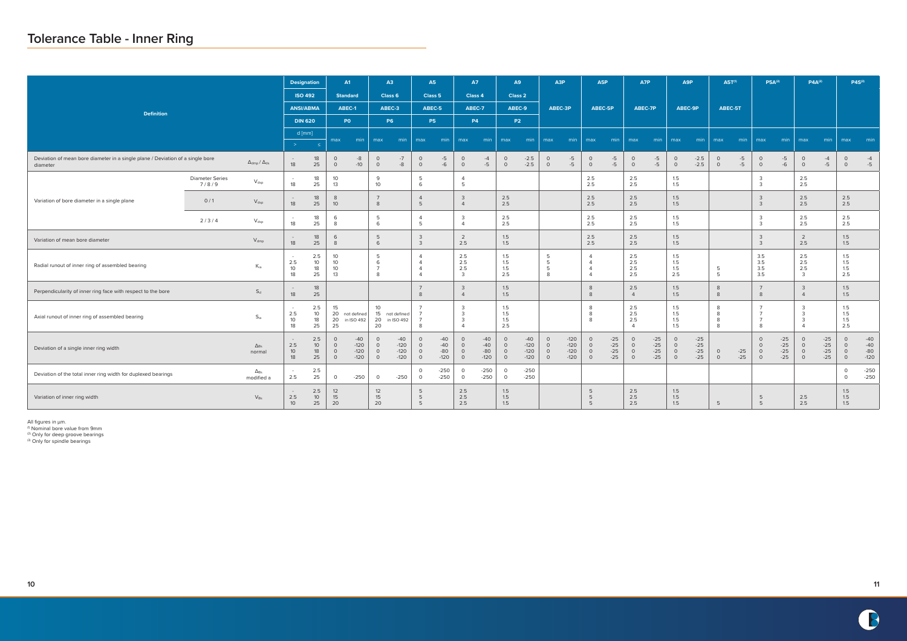# Tolerance Table - Inner Ring

| Definition | | | Designation | | A1 | | A3 | | A5 | | A7 | | A9 | | A3P | | A5P | | A7P | | A9P | | A5T[1] | | P5A[2] | | P4A[2] | | P4S[3] | |
|---|---|---|---|---|---|---|---|---|---|---|---|---|---|---|---|---|---|---|---|---|---|---|---|---|---|---|---|---|---|---|
| | | | ISO 492 | | Standard | | Class 6 | | Class 5 | | Class 4 | | Class 2 | | | | | | | | | | | | | | | | | |
| | | | ANSI/ABMA | | ABEC-1 | | ABEC-3 | | ABEC-5 | | ABEC-7 | | ABEC-9 | | ABEC-3P | | ABEC-5P | | ABEC-7P | | ABEC-9P | | ABEC-5T | | | | | | | |
| | | | DIN 620 | | P0 | | P6 | | P5 | | P4 | | P2 | | | | | | | | | | | | | | | | | |
| | | | d [mm] | | | | | | | | | | | | | | | | | | | | | | | | | | | |
| | | | > | ≤ | max | min | max | min | max | min | max | min | max | min | max | min | max | min | max | min | max | min | max | min | max | min | max | min | max | min |
| Deviation of mean bore diameter in a single plane / Deviation of a single bore diameter | | $\Delta_{dmp}$ / $\Delta_{ds}$ | - | 18 | 0 | -8 | 0 | -7 | 0 | -5 | 0 | -4 | 0 | -2.5 | 0 | -5 | 0 | -5 | 0 | -5 | 0 | -2.5 | 0 | -5 | 0 | -5 | 0 | -4 | 0 | -4 |
| | | | 18 | 25 | 0 | -10 | 0 | -8 | 0 | -6 | 0 | -5 | 0 | -2.5 | 0 | -5 | 0 | -5 | 0 | -5 | 0 | -2.5 | 0 | -5 | 0 | -6 | 0 | -5 | 0 | -5 |
| Variation of bore diameter in a single plane | Diameter Series 7 / 8 / 9 | $V_{dsp}$ | - | 18 | 10 | | 9 | | 5 | | 4 | | | | | | 2.5 | | 2.5 | | 1.5 | | | | 3 | | 2.5 | | | |
| | | | 18 | 25 | 13 | | 10 | | 6 | | 5 | | | | | | 2.5 | | 2.5 | | 1.5 | | | | 3 | | 2.5 | | | |
| | 0 / 1 | $V_{dsp}$ | - | 18 | 8 | | 7 | | 4 | | 3 | | 2.5 | | | | 2.5 | | 2.5 | | 1.5 | | | | 3 | | 2.5 | | 2.5 | |
| | | | 18 | 25 | 10 | | 8 | | 5 | | 4 | | 2.5 | | | | 2.5 | | 2.5 | | 1.5 | | | | 3 | | 2.5 | | 2.5 | |
| | 2 / 3 / 4 | $V_{dsp}$ | - | 18 | 6 | | 5 | | 4 | | 3 | | 2.5 | | | | 2.5 | | 2.5 | | 1.5 | | | | 3 | | 2.5 | | 2.5 | |
| | | | 18 | 25 | 8 | | 6 | | 5 | | 4 | | 2.5 | | | | 2.5 | | 2.5 | | 1.5 | | | | 3 | | 2.5 | | 2.5 | |
| Variation of mean bore diameter | | $V_{dmp}$ | - | 18 | 6 | | 5 | | 3 | | 2 | | 1.5 | | | | 2.5 | | 2.5 | | 1.5 | | | | 3 | | 2 | | 1.5 | |
| | | | 18 | 25 | 8 | | 6 | | 3 | | 2.5 | | 1.5 | | | | 2.5 | | 2.5 | | 1.5 | | | | 3 | | 2.5 | | 1.5 | |
| Radial runout of inner ring of assembled bearing | | $K_{ia}$ | - | 2.5 | 10 | | 5 | | 4 | | 2.5 | | 1.5 | | 5 | | 4 | | 2.5 | | 1.5 | | | | 3.5 | | 2.5 | | 1.5 | |
| | | | 2.5 | 10 | 10 | | 6 | | 4 | | 2.5 | | 1.5 | | 5 | | 4 | | 2.5 | | 1.5 | | | | 3.5 | | 2.5 | | 1.5 | |
| | | | 10 | 18 | 10 | | 7 | | 4 | | 2.5 | | 1.5 | | 5 | | 4 | | 2.5 | | 1.5 | | 5 | | 3.5 | | 2.5 | | 1.5 | |
| | | | 18 | 25 | 13 | | 8 | | 4 | | 3 | | 2.5 | | 8 | | 4 | | 2.5 | | 2.5 | | 5 | | 3.5 | | 3 | | 2.5 | |
| Perpendicularity of inner ring face with respect to the bore | | $S_d$ | - | 18 | | | | | 7 | | 3 | | 1.5 | | | | 8 | | 2.5 | | 1.5 | | 8 | | 7 | | 3 | | 1.5 | |
| | | | 18 | 25 | | | | | 8 | | 4 | | 1.5 | | | | 8 | | 4 | | 1.5 | | 8 | | 8 | | 4 | | 1.5 | |
| Axial runout of inner ring of assembled bearing | | $S_{ia}$ | - | 2.5 | 15 | not defined in ISO 492 | 10 | not defined in ISO 492 | 7 | | 3 | | 1.5 | | | | 8 | | 2.5 | | 1.5 | | 8 | | 7 | | 3 | | 1.5 | |
| | | | 2.5 | 10 | 20 | | 15 | | 7 | | 3 | | 1.5 | | | | 8 | | 2.5 | | 1.5 | | 8 | | 7 | | 3 | | 1.5 | |
| | | | 10 | 18 | 20 | | 20 | | 7 | | 3 | | 1.5 | | | | 8 | | 2.5 | | 1.5 | | 8 | | 7 | | 3 | | 1.5 | |
| | | | 18 | 25 | 25 | | 20 | | 8 | | 4 | | 2.5 | | | | | | 4 | | 1.5 | | 8 | | 8 | | 4 | | 2.5 | |
| Deviation of a single inner ring width | | $\Delta_{Bs}$ normal | - | 2.5 | 0 | -40 | 0 | -40 | 0 | -40 | 0 | -40 | 0 | -40 | 0 | -120 | 0 | -25 | 0 | -25 | 0 | -25 | | | 0 | -25 | 0 | -25 | 0 | -40 |
| | | | 2.5 | 10 | 0 | -120 | 0 | -120 | 0 | -40 | 0 | -40 | 0 | -120 | 0 | -120 | 0 | -25 | 0 | -25 | 0 | -25 | | | 0 | -25 | 0 | -25 | 0 | -40 |
| | | | 10 | 18 | 0 | -120 | 0 | -120 | 0 | -80 | 0 | -80 | 0 | -120 | 0 | -120 | 0 | -25 | 0 | -25 | 0 | -25 | 0 | -25 | 0 | -25 | 0 | -25 | 0 | -80 |
| | | | 18 | 25 | 0 | -120 | 0 | -120 | 0 | -120 | 0 | -120 | 0 | -120 | 0 | -120 | 0 | -25 | 0 | -25 | 0 | -25 | 0 | -25 | 0 | -25 | 0 | -25 | 0 | -120 |
| Deviation of the total inner ring width for duplexed bearings | | $\Delta_{Bs}$ modified a | - | 2.5 | | | | | 0 | -250 | 0 | -250 | 0 | -250 | | | | | | | | | | | | | | | 0 | -250 |
| | | | 2.5 | 25 | 0 | -250 | 0 | -250 | 0 | -250 | 0 | -250 | 0 | -250 | | | | | | | | | | | | | | | 0 | -250 |
| Variation of inner ring width | | $V_{Bs}$ | - | 2.5 | 12 | | 12 | | 5 | | 2.5 | | 1.5 | | | | 5 | | 2.5 | | 1.5 | | | | 5 | | 2.5 | | 1.5 | |
| | | | 2.5 | 10 | 15 | | 15 | | 5 | | 2.5 | | 1.5 | | | | 5 | | 2.5 | | 1.5 | | | | 5 | | 2.5 | | 1.5 | |
| | | | 10 | 25 | 20 | | 20 | | 5 | | 2.5 | | 1.5 | | | | 5 | | 2.5 | | 1.5 | | 5 | | | | | | 1.5 | |

All figures in µm.
[1] Nominal bore value from 9mm
[2] Only for deep groove bearings
[3] Only for spindle bearings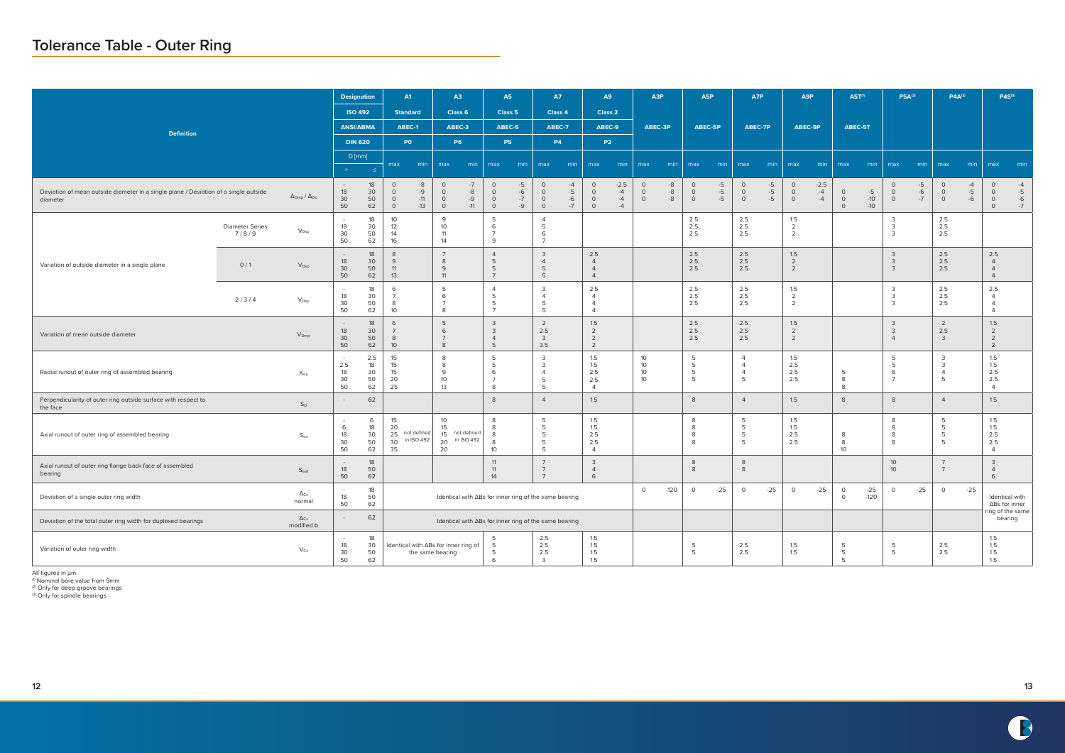# Tolerance Table - Outer Ring

| Definition | | | Designation | | A1 | | A3 | | A5 | | A7 | | A9 | | A3P | | A5P | | A7P | | A9P | | A5T[1] | | P5A[2] | | P4A[2] | | P4S[3] | |
|---|---|---|---|---|---|---|---|---|---|---|---|---|---|---|---|---|---|---|---|---|---|---|---|---|---|---|---|---|---|---|
| | | | ISO 492 | | Standard | | Class 6 | | Class 5 | | Class 4 | | Class 2 | | | | | | | | | | | | | | | | | |
| | | | ANSI/ABMA | | ABEC-1 | | ABEC-3 | | ABEC-5 | | ABEC-7 | | ABEC-9 | | ABEC-3P | | ABEC-5P | | ABEC-7P | | ABEC-9P | | ABEC-5T | | | | | | | |
| | | | DIN 620 | | P0 | | P6 | | P5 | | P4 | | P2 | | | | | | | | | | | | | | | | | |
| | | | D [mm] > | ≤ | max | min | max | min | max | min | max | min | max | min | max | min | max | min | max | min | max | min | max | min | max | min | max | min | max | min |
| Deviation of mean outside diameter in a single plane / Deviation of a single outside diameter | | $\Delta_{Dmp}$ / $\Delta_{Ds}$ | - | 18 | 0 | -8 | 0 | -7 | 0 | -5 | 0 | -4 | 0 | -2.5 | 0 | -8 | 0 | -5 | 0 | -5 | 0 | -2.5 | | | 0 | -5 | 0 | -4 | 0 | -4 |
| | | | 18 | 30 | 0 | -9 | 0 | -8 | 0 | -6 | 0 | -5 | 0 | -4 | 0 | -8 | 0 | -5 | 0 | -5 | 0 | -4 | 0 | -5 | 0 | -6 | 0 | -5 | 0 | -5 |
| | | | 30 | 50 | 0 | -11 | 0 | -9 | 0 | -7 | 0 | -6 | 0 | -4 | 0 | -8 | 0 | -5 | 0 | -5 | 0 | -4 | 0 | -10 | 0 | -7 | 0 | -6 | 0 | -6 |
| | | | 50 | 62 | 0 | -13 | 0 | -11 | 0 | -9 | 0 | -7 | 0 | -4 | | | | | | | | | 0 | -10 | | | | | 0 | -7 |
| Variation of outside diameter in a single plane | Diameter Series 7 / 8 / 9 | $V_{Dsp}$ | - | 18 | 10 | | 9 | | 5 | | 4 | | | | | | 2.5 | | 2.5 | | 1.5 | | | | 3 | | 2.5 | | | |
| | | | 18 | 30 | 12 | | 10 | | 6 | | 5 | | | | | | 2.5 | | 2.5 | | 2 | | | | 3 | | 2.5 | | | |
| | | | 30 | 50 | 14 | | 11 | | 7 | | 6 | | | | | | 2.5 | | 2.5 | | 2 | | | | 3 | | 2.5 | | | |
| | | | 50 | 62 | 16 | | 14 | | 9 | | 7 | | | | | | | | | | | | | | | | | | | |
| | 0 / 1 | $V_{Dsp}$ | - | 18 | 8 | | 7 | | 4 | | 3 | | 2.5 | | | | 2.5 | | 2.5 | | 1.5 | | | | 3 | | 2.5 | | 2.5 | |
| | | | 18 | 30 | 9 | | 8 | | 5 | | 4 | | 4 | | | | 2.5 | | 2.5 | | 2 | | | | 3 | | 2.5 | | 4 | |
| | | | 30 | 50 | 11 | | 9 | | 5 | | 5 | | 4 | | | | 2.5 | | 2.5 | | 2 | | | | 3 | | 2.5 | | 4 | |
| | | | 50 | 62 | 13 | | 11 | | 7 | | 5 | | 4 | | | | | | | | | | | | | | | | 4 | |
| | 2 / 3 / 4 | $V_{Dsp}$ | - | 18 | 6 | | 5 | | 4 | | 3 | | 2.5 | | | | 2.5 | | 2.5 | | 1.5 | | | | 3 | | 2.5 | | 2.5 | |
| | | | 18 | 30 | 7 | | 6 | | 5 | | 4 | | 4 | | | | 2.5 | | 2.5 | | 2 | | | | 3 | | 2.5 | | 4 | |
| | | | 30 | 50 | 8 | | 7 | | 5 | | 5 | | 4 | | | | 2.5 | | 2.5 | | 2 | | | | 3 | | 2.5 | | 4 | |
| | | | 50 | 62 | 10 | | 8 | | 7 | | 5 | | 4 | | | | | | | | | | | | | | | | 4 | |
| Variation of mean outside diameter | | $V_{Dmp}$ | - | 18 | 6 | | 5 | | 3 | | 2 | | 1.5 | | | | 2.5 | | 2.5 | | 1.5 | | | | 3 | | 2 | | 1.5 | |
| | | | 18 | 30 | 7 | | 6 | | 3 | | 2.5 | | 2 | | | | 2.5 | | 2.5 | | 2 | | | | 3 | | 2.5 | | 2 | |
| | | | 30 | 50 | 8 | | 7 | | 4 | | 3 | | 2 | | | | 2.5 | | 2.5 | | 2 | | | | 4 | | 3 | | 2 | |
| | | | 50 | 62 | 10 | | 8 | | 5 | | 3.5 | | 2 | | | | | | | | | | | | | | | | 2 | |
| Radial runout of outer ring of assembled bearing | | $K_{ea}$ | - | 2.5 | 15 | | 8 | | 5 | | 3 | | 1.5 | | 10 | | 5 | | 4 | | 1.5 | | | | 5 | | 3 | | 1.5 | |
| | | | 2.5 | 18 | 15 | | 8 | | 5 | | 3 | | 1.5 | | 10 | | 5 | | 4 | | 2.5 | | | | 5 | | 3 | | 1.5 | |
| | | | 18 | 30 | 15 | | 9 | | 6 | | 4 | | 2.5 | | 10 | | 5 | | 4 | | 2.5 | | 5 | | 6 | | 4 | | 2.5 | |
| | | | 30 | 50 | 20 | | 10 | | 7 | | 5 | | 2.5 | | 10 | | 5 | | 5 | | 2.5 | | 8 | | 7 | | 5 | | 2.5 | |
| | | | 50 | 62 | 25 | | 13 | | 8 | | 5 | | 4 | | | | | | | | | | 8 | | | | | | 4 | |
| Perpendicularity of outer ring outside surface with respect to the face | | $S_D$ | - | 62 | | | | | 8 | | 4 | | 1.5 | | | | 8 | | 4 | | 1.5 | | 8 | | 8 | | 4 | | 1.5 | |
| Axial runout of outer ring of assembled bearing | | $S_{ea}$ | - | 6 | 15 | not defined in ISO 492 | 10 | not defined in ISO 492 | 8 | | 5 | | 1.5 | | | | 8 | | 5 | | 1.5 | | | | 8 | | 5 | | 1.5 | |
| | | | 6 | 18 | 20 | | 15 | | 8 | | 5 | | 1.5 | | | | 8 | | 5 | | 1.5 | | | | 8 | | 5 | | 1.5 | |
| | | | 18 | 30 | 25 | | 15 | | 8 | | 5 | | 2.5 | | | | 8 | | 5 | | 2.5 | | 8 | | 8 | | 5 | | 2.5 | |
| | | | 30 | 50 | 30 | | 20 | | 8 | | 5 | | 2.5 | | | | 8 | | 5 | | 2.5 | | 8 | | 8 | | 5 | | 2.5 | |
| | | | 50 | 62 | 35 | | 20 | | 10 | | 5 | | 4 | | | | | | | | | | 10 | | | | | | 4 | |
| Axial runout of outer ring flange back face of assembled bearing | | $S_{ea1}$ | - | 18 | | | | | 11 | | 7 | | 3 | | | | 8 | | 8 | | | | | | 10 | | 7 | | 3 | |
| | | | 18 | 50 | | | | | 11 | | 7 | | 4 | | | | 8 | | 8 | | | | | | 10 | | 7 | | 4 | |
| | | | 50 | 62 | | | | | 14 | | 7 | | 6 | | | | | | | | | | | | | | | | 6 | |
| Deviation of a single outer ring width | | $\Delta_{Cs}$ normal | - | 18 | Identical with ΔBs for inner ring of the same bearing | | | | | | | | | | 0 | -120 | 0 | -25 | 0 | -25 | 0 | -25 | 0 | -25 | 0 | -25 | 0 | -25 | Identical with ΔBs for inner ring of the same bearing | |
| | | | 18 | 50 | | | | | | | | | | | | | | | | | | | 0 | -120 | | | | | | |
| | | | 50 | 62 | | | | | | | | | | | | | | | | | | | | | | | | | | |
| Deviation of the total outer ring width for duplexed bearings | | $\Delta_{Cs}$ modified b | - | 62 | Identical with ΔBs for inner ring of the same bearing | | | | | | | | | | | | | | | | | | | | | | | | | |
| Variation of outer ring width | | $V_{Cs}$ | - | 18 | Identical with ΔBs for inner ring of the same bearing | | | | 5 | | 2.5 | | 1.5 | | | | 5 | | 2.5 | | 1.5 | | 5 | | 5 | | 2.5 | | 1.5 | |
| | | | 18 | 30 | | | | | 5 | | 2.5 | | 1.5 | | | | 5 | | 2.5 | | 1.5 | | 5 | | 5 | | 2.5 | | 1.5 | |
| | | | 30 | 50 | | | | | 5 | | 2.5 | | 1.5 | | | | | | | | | | 5 | | | | | | 1.5 | |
| | | | 50 | 62 | | | | | 6 | | 3 | | 1.5 | | | | | | | | | | | | | | | | 1.5 | |

All figures in µm.
[1] Nominal bore value from 9mm
[2] Only for deep groove bearings
[3] Only for spindle bearings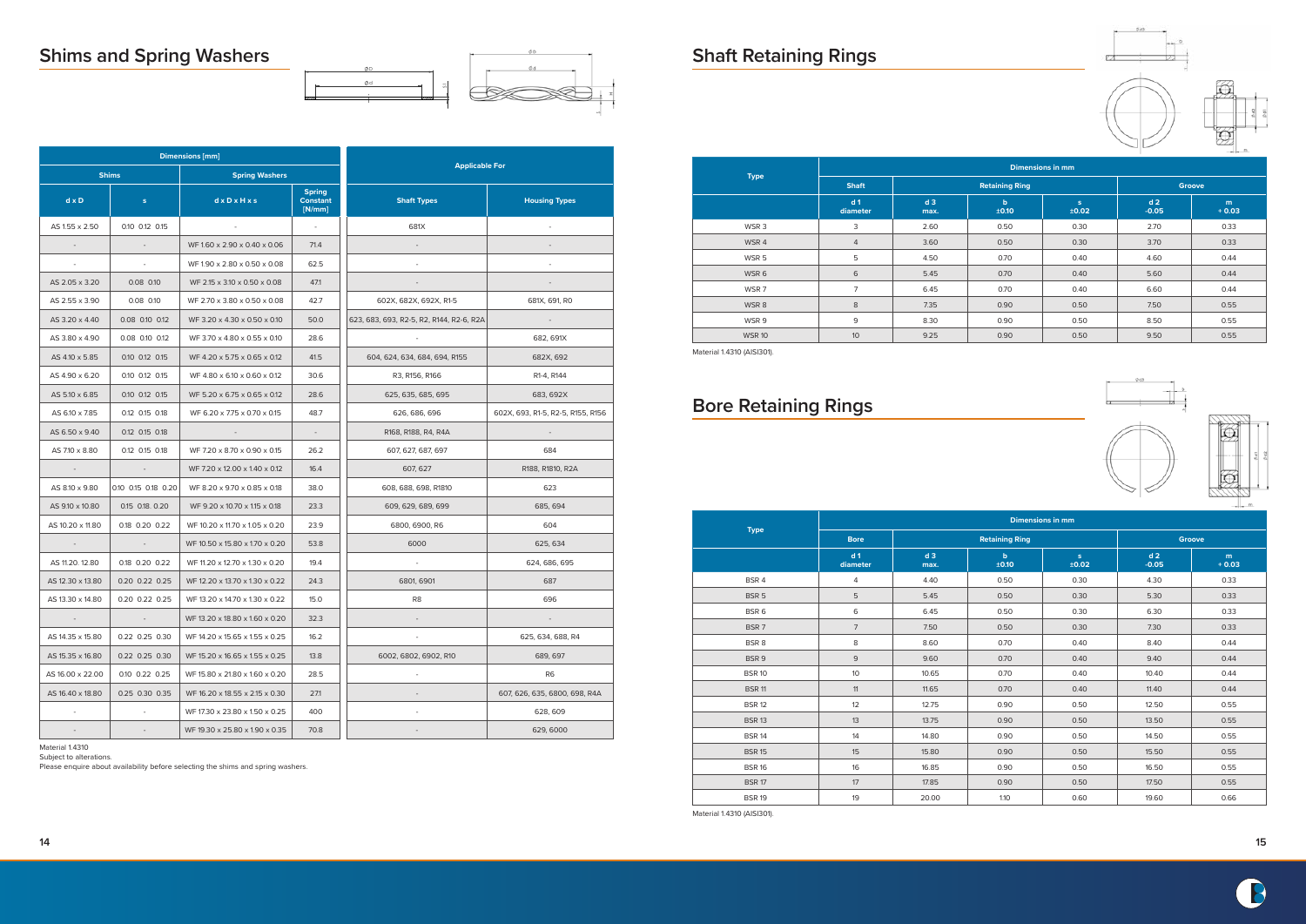# Shims and Spring Washers

| Dimensions [mm] | | | | Applicable For | |
|---|---|---|---|---|---|
| Shims | | Spring Washers | | | |
| d x D | s | d x D x H x s | Spring Constant [N/mm] | Shaft Types | Housing Types |
| AS 1.55 x 2.50 | 0.10 0.12 0.15 | - | - | 681X | - |
| - | - | WF 1.60 x 2.90 x 0.40 x 0.06 | 71.4 | - | - |
| - | - | WF 1.90 x 2.80 x 0.50 x 0.08 | 62.5 | - | - |
| AS 2.05 x 3.20 | 0.08 0.10 | WF 2.15 x 3.10 x 0.50 x 0.08 | 47.1 | - | - |
| AS 2.55 x 3.90 | 0.08 0.10 | WF 2.70 x 3.80 x 0.50 x 0.08 | 42.7 | 602X, 682X, 692X, R1-5 | 681X, 691, R0 |
| AS 3.20 x 4.40 | 0.08 0.10 0.12 | WF 3.20 x 4.30 x 0.50 x 0.10 | 50.0 | 623, 683, 693, R2-5, R2, R144, R2-6, R2A | - |
| AS 3.80 x 4.90 | 0.08 0.10 0.12 | WF 3.70 x 4.80 x 0.55 x 0.10 | 28.6 | - | 682, 691X |
| AS 4.10 x 5.85 | 0.10 0.12 0.15 | WF 4.20 x 5.75 x 0.65 x 0.12 | 41.5 | 604, 624, 634, 684, 694, R155 | 682X, 692 |
| AS 4.90 x 6.20 | 0.10 0.12 0.15 | WF 4.80 x 6.10 x 0.60 x 0.12 | 30.6 | R3, R156, R166 | R1-4, R144 |
| AS 5.10 x 6.85 | 0.10 0.12 0.15 | WF 5.20 x 6.75 x 0.65 x 0.12 | 28.6 | 625, 635, 685, 695 | 683, 692X |
| AS 6.10 x 7.85 | 0.12 0.15 0.18 | WF 6.20 x 7.75 x 0.70 x 0.15 | 48.7 | 626, 686, 696 | 602X, 693, R1-5, R2-5, R155, R156 |
| AS 6.50 x 9.40 | 0.12 0.15 0.18 | - | - | R168, R188, R4, R4A | - |
| AS 7.10 x 8.80 | 0.12 0.15 0.18 | WF 7.20 x 8.70 x 0.90 x 0.15 | 26.2 | 607, 627, 687, 697 | 684 |
| - | - | WF 7.20 x 12.00 x 1.40 x 0.12 | 16.4 | 607, 627 | R188, R1810, R2A |
| AS 8.10 x 9.80 | 0.10 0.15 0.18 0.20 | WF 8.20 x 9.70 x 0.85 x 0.18 | 38.0 | 608, 688, 698, R1810 | 623 |
| AS 9.10 x 10.80 | 0.15 0.18. 0.20 | WF 9.20 x 10.70 x 1.15 x 0.18 | 23.3 | 609, 629, 689, 699 | 685, 694 |
| AS 10.20 x 11.80 | 0.18 0.20 0.22 | WF 10.20 x 11.70 x 1.05 x 0.20 | 23.9 | 6800, 6900, R6 | 604 |
| - | - | WF 10.50 x 15.80 x 1.70 x 0.20 | 53.8 | 6000 | 625, 634 |
| AS 11.20. 12.80 | 0.18 0.20 0.22 | WF 11.20 x 12.70 x 1.30 x 0.20 | 19.4 | - | 624, 686, 695 |
| AS 12.30 x 13.80 | 0.20 0.22 0.25 | WF 12.20 x 13.70 x 1.30 x 0.22 | 24.3 | 6801, 6901 | 687 |
| AS 13.30 x 14.80 | 0.20 0.22 0.25 | WF 13.20 x 14.70 x 1.30 x 0.22 | 15.0 | R8 | 696 |
| - | - | WF 13.20 x 18.80 x 1.60 x 0.20 | 32.3 | - | - |
| AS 14.35 x 15.80 | 0.22 0.25 0.30 | WF 14.20 x 15.65 x 1.55 x 0.25 | 16.2 | - | 625, 634, 688, R4 |
| AS 15.35 x 16.80 | 0.22 0.25 0.30 | WF 15.20 x 16.65 x 1.55 x 0.25 | 13.8 | 6002, 6802, 6902, R10 | 689, 697 |
| AS 16.00 x 22.00 | 0.10 0.22 0.25 | WF 15.80 x 21.80 x 1.60 x 0.20 | 28.5 | - | R6 |
| AS 16.40 x 18.80 | 0.25 0.30 0.35 | WF 16.20 x 18.55 x 2.15 x 0.30 | 27.1 | - | 607, 626, 635, 6800, 698, R4A |
| - | - | WF 17.30 x 23.80 x 1.50 x 0.25 | 40.0 | - | 628, 609 |
| - | - | WF 19.30 x 25.80 x 1.90 x 0.35 | 70.8 | - | 629, 6000 |

Material 1.4310
Subject to alterations.
Please enquire about availability before selecting the shims and spring washers.

# Shaft Retaining Rings

| Type | Dimensions in mm | | | | | |
|---|---|---|---|---|---|---|
| | Shaft | Retaining Ring | | | Groove | |
| | d 1 diameter | d 3 max. | b ±0.10 | s ±0.02 | d 2 -0.05 | m + 0.03 |
| WSR 3 | 3 | 2.60 | 0.50 | 0.30 | 2.70 | 0.33 |
| WSR 4 | 4 | 3.60 | 0.50 | 0.30 | 3.70 | 0.33 |
| WSR 5 | 5 | 4.50 | 0.70 | 0.40 | 4.60 | 0.44 |
| WSR 6 | 6 | 5.45 | 0.70 | 0.40 | 5.60 | 0.44 |
| WSR 7 | 7 | 6.45 | 0.70 | 0.40 | 6.60 | 0.44 |
| WSR 8 | 8 | 7.35 | 0.90 | 0.50 | 7.50 | 0.55 |
| WSR 9 | 9 | 8.30 | 0.90 | 0.50 | 8.50 | 0.55 |
| WSR 10 | 10 | 9.25 | 0.90 | 0.50 | 9.50 | 0.55 |

Material 1.4310 (AISI301).

# Bore Retaining Rings

| Type | Dimensions in mm | | | | | |
|---|---|---|---|---|---|---|
| | Bore | Retaining Ring | | | Groove | |
| | d 1 diameter | d 3 max. | b ±0.10 | s ±0.02 | d 2 -0.05 | m + 0.03 |
| BSR 4 | 4 | 4.40 | 0.50 | 0.30 | 4.30 | 0.33 |
| BSR 5 | 5 | 5.45 | 0.50 | 0.30 | 5.30 | 0.33 |
| BSR 6 | 6 | 6.45 | 0.50 | 0.30 | 6.30 | 0.33 |
| BSR 7 | 7 | 7.50 | 0.50 | 0.30 | 7.30 | 0.33 |
| BSR 8 | 8 | 8.60 | 0.70 | 0.40 | 8.40 | 0.44 |
| BSR 9 | 9 | 9.60 | 0.70 | 0.40 | 9.40 | 0.44 |
| BSR 10 | 10 | 10.65 | 0.70 | 0.40 | 10.40 | 0.44 |
| BSR 11 | 11 | 11.65 | 0.70 | 0.40 | 11.40 | 0.44 |
| BSR 12 | 12 | 12.75 | 0.90 | 0.50 | 12.50 | 0.55 |
| BSR 13 | 13 | 13.75 | 0.90 | 0.50 | 13.50 | 0.55 |
| BSR 14 | 14 | 14.80 | 0.90 | 0.50 | 14.50 | 0.55 |
| BSR 15 | 15 | 15.80 | 0.90 | 0.50 | 15.50 | 0.55 |
| BSR 16 | 16 | 16.85 | 0.90 | 0.50 | 16.50 | 0.55 |
| BSR 17 | 17 | 17.85 | 0.90 | 0.50 | 17.50 | 0.55 |
| BSR 19 | 19 | 20.00 | 1.10 | 0.60 | 19.60 | 0.66 |

Material 1.4310 (AISI301).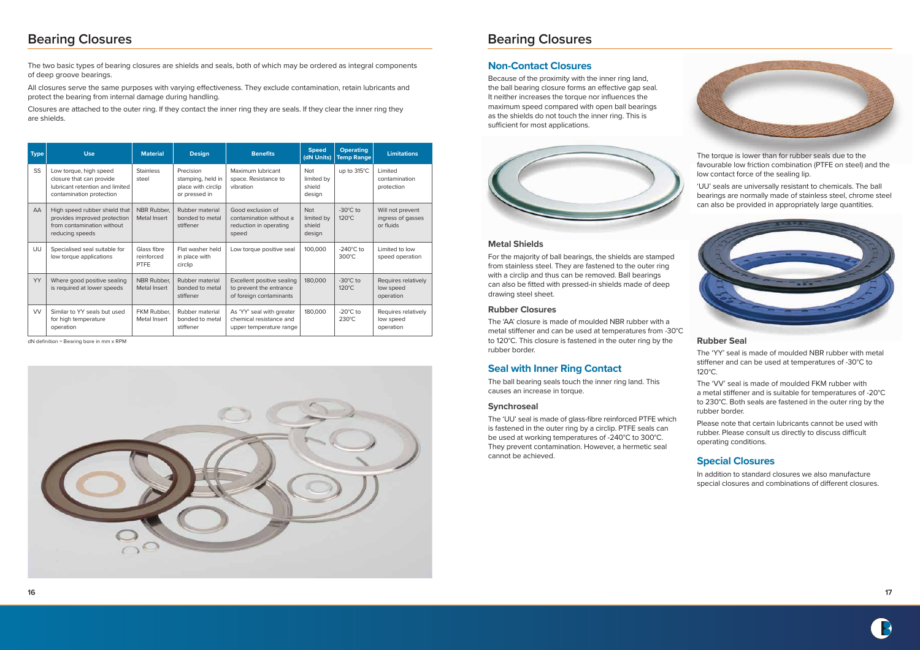# Bearing Closures

The two basic types of bearing closures are shields and seals, both of which may be ordered as integral components of deep groove bearings.

All closures serve the same purposes with varying effectiveness. They exclude contamination, retain lubricants and protect the bearing from internal damage during handling.

Closures are attached to the outer ring. If they contact the inner ring they are seals. If they clear the inner ring they are shields.

| Type | Use | Material | Design | Benefits | Speed (dN Units) | Operating Temp Range | Limitations |
|---|---|---|---|---|---|---|---|
| SS | Low torque, high speed closure that can provide lubricant retention and limited contamination protection | Stainless steel | Precision stamping, held in place with circlip or pressed in | Maximum lubricant space. Resistance to vibration | Not limited by shield design | up to 315°C | Limited contamination protection |
| AA | High speed rubber shield that provides improved protection from contamination without reducing speeds | NBR Rubber, Metal Insert | Rubber material bonded to metal stiffener | Good exclusion of contamination without a reduction in operating speed | Not limited by shield design | -30°C to 120°C | Will not prevent ingress of gasses or fluids |
| UU | Specialised seal suitable for low torque applications | Glass fibre reinforced PTFE | Flat washer held in place with circlip | Low torque positive seal | 100,000 | -240°C to 300°C | Limited to low speed operation |
| YY | Where good positive sealing is required at lower speeds | NBR Rubber, Metal Insert | Rubber material bonded to metal stiffener | Excellent positive sealing to prevent the entrance of foreign contaminants | 180,000 | -30°C to 120°C | Requires relatively low speed operation |
| VV | Similar to YY seals but used for high temperature operation | FKM Rubber, Metal Insert | Rubber material bonded to metal stiffener | As 'YY' seal with greater chemical resistance and upper temperature range | 180,000 | -20°C to 230°C | Requires relatively low speed operation |

dN definition = Bearing bore in mm x RPM

# Bearing Closures

## Non-Contact Closures

Because of the proximity with the inner ring land, the ball bearing closure forms an effective gap seal. It neither increases the torque nor influences the maximum speed compared with open ball bearings as the shields do not touch the inner ring. This is sufficient for most applications.

### Metal Shields

For the majority of ball bearings, the shields are stamped from stainless steel. They are fastened to the outer ring with a circlip and thus can be removed. Ball bearings can also be fitted with pressed-in shields made of deep drawing steel sheet.

### Rubber Closures

The 'AA' closure is made of moulded NBR rubber with a metal stiffener and can be used at temperatures from -30°C to 120°C. This closure is fastened in the outer ring by the rubber border.

## Seal with Inner Ring Contact

The ball bearing seals touch the inner ring land. This causes an increase in torque.

### Synchroseal

The 'UU' seal is made of glass-fibre reinforced PTFE which is fastened in the outer ring by a circlip. PTFE seals can be used at working temperatures of -240°C to 300°C. They prevent contamination. However, a hermetic seal cannot be achieved.

The torque is lower than for rubber seals due to the favourable low friction combination (PTFE on steel) and the low contact force of the sealing lip.

'UU' seals are universally resistant to chemicals. The ball bearings are normally made of stainless steel, chrome steel can also be provided in appropriately large quantities.

### Rubber Seal

The 'YY' seal is made of moulded NBR rubber with metal stiffener and can be used at temperatures of -30°C to 120°C.

The 'VV' seal is made of moulded FKM rubber with a metal stiffener and is suitable for temperatures of -20°C to 230°C. Both seals are fastened in the outer ring by the rubber border.

Please note that certain lubricants cannot be used with rubber. Please consult us directly to discuss difficult operating conditions.

## Special Closures

In addition to standard closures we also manufacture special closures and combinations of different closures.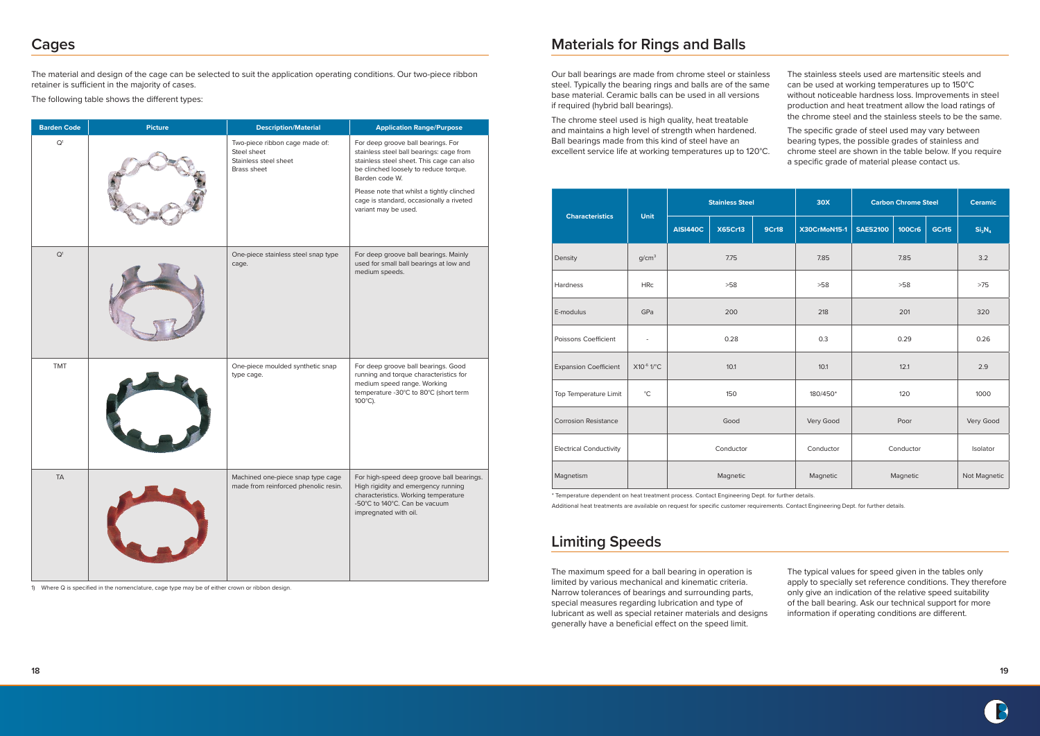## Cages

The material and design of the cage can be selected to suit the application operating conditions. Our two-piece ribbon retainer is sufficient in the majority of cases.

The following table shows the different types:

| Barden Code | Picture | Description/Material | Application Range/Purpose |
|---|---|---|---|
| Q[1] | | Two-piece ribbon cage made of: Steel sheet Stainless steel sheet Brass sheet | For deep groove ball bearings. For stainless steel ball bearings: cage from stainless steel sheet. This cage can also be clinched loosely to reduce torque. Barden code W. Please note that whilst a tightly clinched cage is standard, occasionally a riveted variant may be used. |
| Q[1] | | One-piece stainless steel snap type cage. | For deep groove ball bearings. Mainly used for small ball bearings at low and medium speeds. |
| TMT | | One-piece moulded synthetic snap type cage. | For deep groove ball bearings. Good running and torque characteristics for medium speed range. Working temperature -30°C to 80°C (short term 100°C). |
| TA | | Machined one-piece snap type cage made from reinforced phenolic resin. | For high-speed deep groove ball bearings. High rigidity and emergency running characteristics. Working temperature -50°C to 140°C. Can be vacuum impregnated with oil. |

1) Where Q is specified in the nomenclature, cage type may be of either crown or ribbon design.

## Materials for Rings and Balls

Our ball bearings are made from chrome steel or stainless steel. Typically the bearing rings and balls are of the same base material. Ceramic balls can be used in all versions if required (hybrid ball bearings).

The chrome steel used is high quality, heat treatable and maintains a high level of strength when hardened. Ball bearings made from this kind of steel have an excellent service life at working temperatures up to 120°C.

The stainless steels used are martensitic steels and can be used at working temperatures up to 150°C without noticeable hardness loss. Improvements in steel production and heat treatment allow the load ratings of the chrome steel and the stainless steels to be the same.

The specific grade of steel used may vary between bearing types, the possible grades of stainless and chrome steel are shown in the table below. If you require a specific grade of material please contact us.

| Characteristics | Unit | Stainless Steel | | | 30X | Carbon Chrome Steel | | | Ceramic |
|---|---|---|---|---|---|---|---|---|---|
| | | AISI440C | X65Cr13 | 9Cr18 | X30CrMoN15-1 | SAE52100 | 100Cr6 | GCr15 | $Si_3N_4$ |
| Density | $g/cm^3$ | 7.75 | | | 7.85 | 7.85 | | | 3.2 |
| Hardness | HRc | >58 | | | >58 | >58 | | | >75 |
| E-modulus | GPa | 200 | | | 218 | 201 | | | 320 |
| Poissons Coefficient | - | 0.28 | | | 0.3 | 0.29 | | | 0.26 |
| Expansion Coefficient | $X10^{-6}$ 1/°C | 10.1 | | | 10.1 | 12.1 | | | 2.9 |
| Top Temperature Limit | °C | 150 | | | 180/450* | 120 | | | 1000 |
| Corrosion Resistance | | Good | | | Very Good | Poor | | | Very Good |
| Electrical Conductivity | | Conductor | | | Conductor | Conductor | | | Isolator |
| Magnetism | | Magnetic | | | Magnetic | Magnetic | | | Not Magnetic |

\* Temperature dependent on heat treatment process. Contact Engineering Dept. for further details.

Additional heat treatments are available on request for specific customer requirements. Contact Engineering Dept. for further details.

## Limiting Speeds

The maximum speed for a ball bearing in operation is limited by various mechanical and kinematic criteria. Narrow tolerances of bearings and surrounding parts, special measures regarding lubrication and type of lubricant as well as special retainer materials and designs generally have a beneficial effect on the speed limit.

The typical values for speed given in the tables only apply to specially set reference conditions. They therefore only give an indication of the relative speed suitability of the ball bearing. Ask our technical support for more information if operating conditions are different.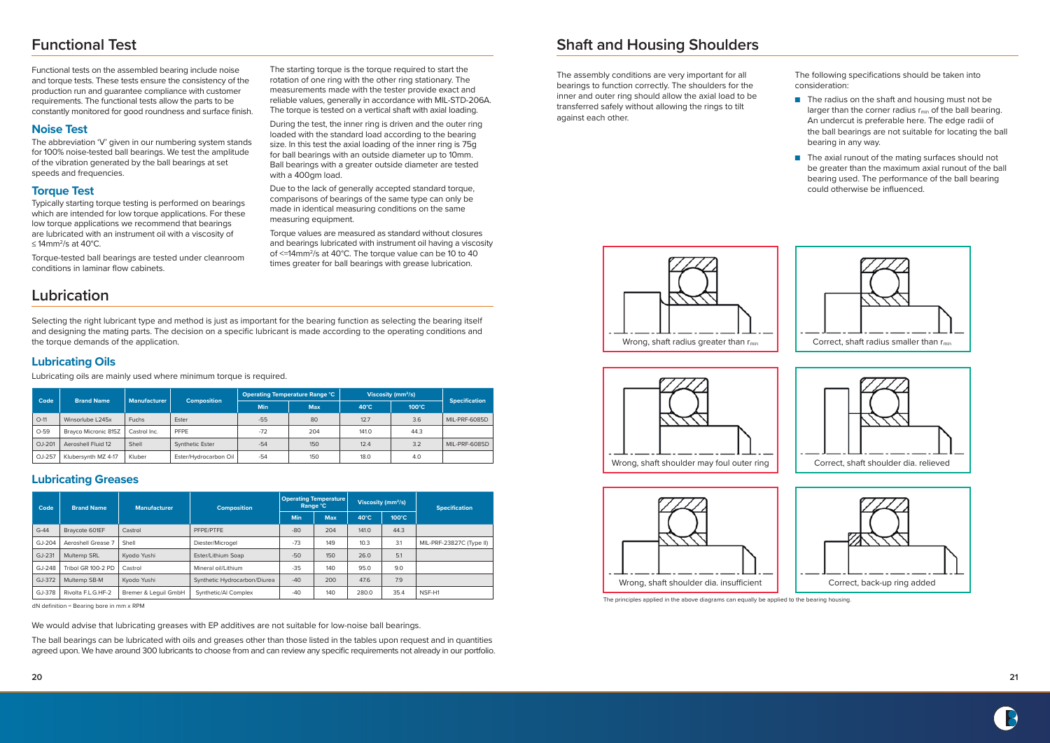# Functional Test

Functional tests on the assembled bearing include noise and torque tests. These tests ensure the consistency of the production run and guarantee compliance with customer requirements. The functional tests allow the parts to be constantly monitored for good roundness and surface finish.

## Noise Test

The abbreviation 'V' given in our numbering system stands for 100% noise-tested ball bearings. We test the amplitude of the vibration generated by the ball bearings at set speeds and frequencies.

## Torque Test

Typically starting torque testing is performed on bearings which are intended for low torque applications. For these low torque applications we recommend that bearings are lubricated with an instrument oil with a viscosity of ≤ 14mm²/s at 40°C.

Torque-tested ball bearings are tested under cleanroom conditions in laminar flow cabinets.

The starting torque is the torque required to start the rotation of one ring with the other ring stationary. The measurements made with the tester provide exact and reliable values, generally in accordance with MIL-STD-206A. The torque is tested on a vertical shaft with axial loading.

During the test, the inner ring is driven and the outer ring loaded with the standard load according to the bearing size. In this test the axial loading of the inner ring is 75g for ball bearings with an outside diameter up to 10mm. Ball bearings with a greater outside diameter are tested with a 400gm load.

Due to the lack of generally accepted standard torque, comparisons of bearings of the same type can only be made in identical measuring conditions on the same measuring equipment.

Torque values are measured as standard without closures and bearings lubricated with instrument oil having a viscosity of <=14mm²/s at 40°C. The torque value can be 10 to 40 times greater for ball bearings with grease lubrication.

# Lubrication

Selecting the right lubricant type and method is just as important for the bearing function as selecting the bearing itself and designing the mating parts. The decision on a specific lubricant is made according to the operating conditions and the torque demands of the application.

## Lubricating Oils

Lubricating oils are mainly used where minimum torque is required.

| Code | Brand Name | Manufacturer | Composition | Operating Temperature Range °C | | Viscosity (mm²/s) | | Specification |
|---|---|---|---|---|---|---|---|---|
| | | | | Min | Max | 40°C | 100°C | |
| O-11 | Winsorlube L245x | Fuchs | Ester | -55 | 80 | 12.7 | 3.6 | MIL-PRF-6085D |
| O-59 | Brayco Micronic 815Z | Castrol Inc. | PFPE | -72 | 204 | 141.0 | 44.3 | |
| OJ-201 | Aeroshell Fluid 12 | Shell | Synthetic Ester | -54 | 150 | 12.4 | 3.2 | MIL-PRF-6085D |
| OJ-257 | Klubersynth MZ 4-17 | Kluber | Ester/Hydrocarbon Oil | -54 | 150 | 18.0 | 4.0 | |

## Lubricating Greases

| Code | Brand Name | Manufacturer | Composition | Operating Temperature Range °C | | Viscosity (mm²/s) | | Specification |
|---|---|---|---|---|---|---|---|---|
| | | | | Min | Max | 40°C | 100°C | |
| G-44 | Braycote 601EF | Castrol | PFPE/PTFE | -80 | 204 | 141.0 | 44.3 | |
| GJ-204 | Aeroshell Grease 7 | Shell | Diester/Microgel | -73 | 149 | 10.3 | 3.1 | MIL-PRF-23827C (Type II) |
| GJ-231 | Multemp SRL | Kyodo Yushi | Ester/Lithium Soap | -50 | 150 | 26.0 | 5.1 | |
| GJ-248 | Tribol GR 100-2 PD | Castrol | Mineral oil/Lithium | -35 | 140 | 95.0 | 9.0 | |
| GJ-372 | Multemp SB-M | Kyodo Yushi | Synthetic Hydrocarbon/Diurea | -40 | 200 | 47.6 | 7.9 | |
| GJ-378 | Rivolta F.L.G.HF-2 | Bremer & Leguil GmbH | Synthetic/Al Complex | -40 | 140 | 280.0 | 35.4 | NSF-H1 |

dN definition = Bearing bore in mm x RPM

We would advise that lubricating greases with EP additives are not suitable for low-noise ball bearings.

The ball bearings can be lubricated with oils and greases other than those listed in the tables upon request and in quantities agreed upon. We have around 300 lubricants to choose from and can review any specific requirements not already in our portfolio.

# Shaft and Housing Shoulders

The assembly conditions are very important for all bearings to function correctly. The shoulders for the inner and outer ring should allow the axial load to be transferred safely without allowing the rings to tilt against each other.

The following specifications should be taken into consideration:

- The radius on the shaft and housing must not be larger than the corner radius $r_{min}$ of the ball bearing. An undercut is preferable here. The edge radii of the ball bearings are not suitable for locating the ball bearing in any way.
- The axial runout of the mating surfaces should not be greater than the maximum axial runout of the ball bearing used. The performance of the ball bearing could otherwise be influenced.

Wrong, shaft radius greater than $r_{min}$

Correct, shaft radius smaller than $r_{min}$

Wrong, shaft shoulder may foul outer ring

Correct, shaft shoulder dia. relieved

Wrong, shaft shoulder dia. insufficient

Correct, back-up ring added

The principles applied in the above diagrams can equally be applied to the bearing housing.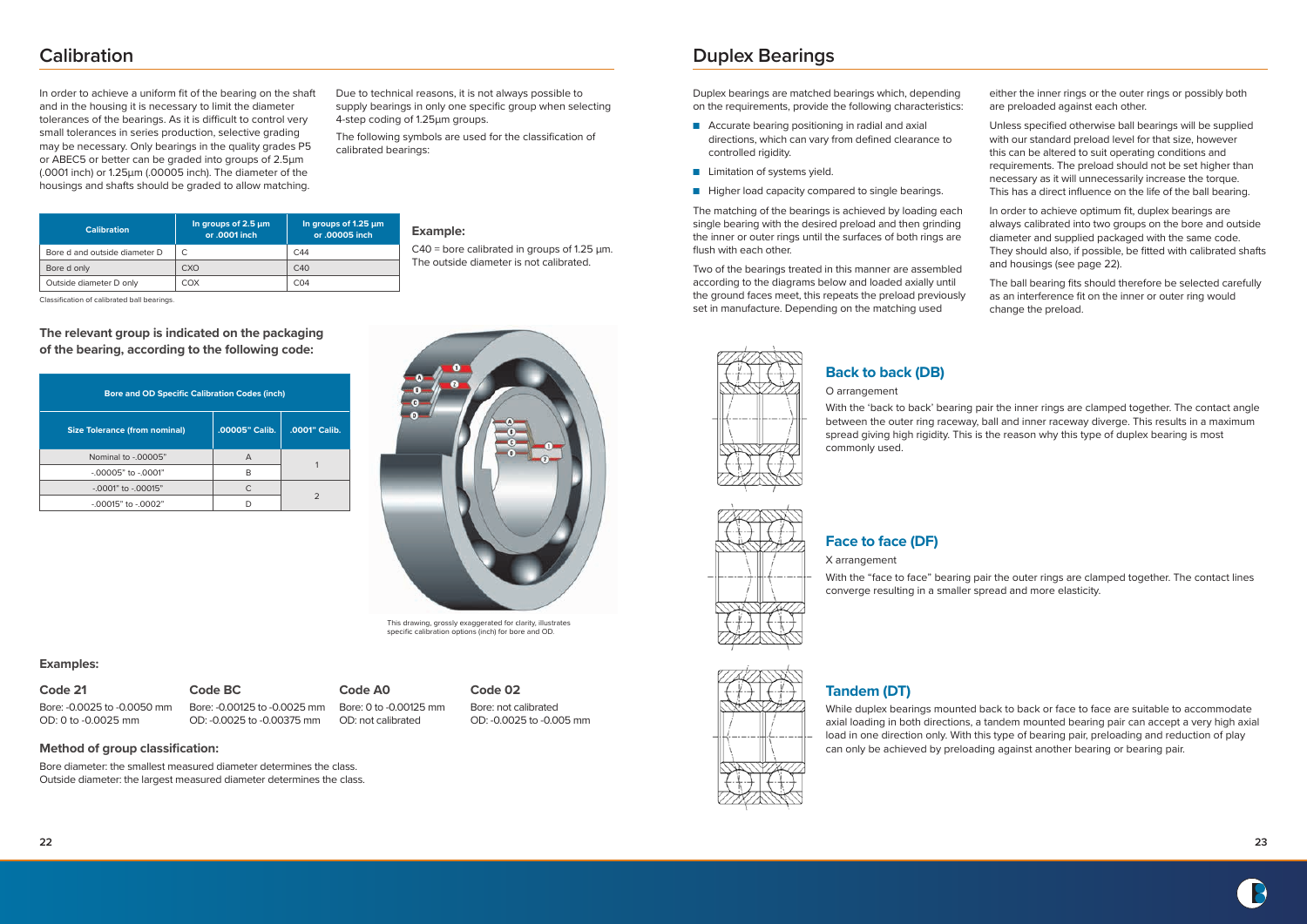## Calibration

In order to achieve a uniform fit of the bearing on the shaft and in the housing it is necessary to limit the diameter tolerances of the bearings. As it is difficult to control very small tolerances in series production, selective grading may be necessary. Only bearings in the quality grades P5 or ABEC5 or better can be graded into groups of 2.5µm (.0001 inch) or 1.25µm (.00005 inch). The diameter of the housings and shafts should be graded to allow matching.

Due to technical reasons, it is not always possible to supply bearings in only one specific group when selecting 4-step coding of 1.25µm groups.

The following symbols are used for the classification of calibrated bearings:

| Calibration | In groups of 2.5 µm or .0001 inch | In groups of 1.25 µm or .00005 inch |
|---|---|---|
| Bore d and outside diameter D | C | C44 |
| Bore d only | CXO | C40 |
| Outside diameter D only | COX | C04 |

Classification of calibrated ball bearings.

**Example:**

C40 = bore calibrated in groups of 1.25 µm. The outside diameter is not calibrated.

**The relevant group is indicated on the packaging of the bearing, according to the following code:**

| Bore and OD Specific Calibration Codes (inch) | | |
|---|---|---|
| Size Tolerance (from nominal) | .00005" Calib. | .0001" Calib. |
| Nominal to -.00005" | A | 1 |
| -.00005" to -.0001" | B | |
| -.0001" to -.00015" | C | 2 |
| -.00015" to -.0002" | D | |

This drawing, grossly exaggerated for clarity, illustrates specific calibration options (inch) for bore and OD.

**Examples:**

**Code 21**
Bore: -0.0025 to -0.0050 mm
OD: 0 to -0.0025 mm

**Code BC**
Bore: -0.00125 to -0.0025 mm
OD: -0.0025 to -0.00375 mm

**Code A0**
Bore: 0 to -0.00125 mm
OD: not calibrated

**Code 02**
Bore: not calibrated
OD: -0.0025 to -0.005 mm

**Method of group classification:**

Bore diameter: the smallest measured diameter determines the class.
Outside diameter: the largest measured diameter determines the class.

## Duplex Bearings

Duplex bearings are matched bearings which, depending on the requirements, provide the following characteristics:

- Accurate bearing positioning in radial and axial directions, which can vary from defined clearance to controlled rigidity.
- Limitation of systems yield.
- Higher load capacity compared to single bearings.

The matching of the bearings is achieved by loading each single bearing with the desired preload and then grinding the inner or outer rings until the surfaces of both rings are flush with each other.

Two of the bearings treated in this manner are assembled according to the diagrams below and loaded axially until the ground faces meet, this repeats the preload previously set in manufacture. Depending on the matching used either the inner rings or the outer rings or possibly both are preloaded against each other.

Unless specified otherwise ball bearings will be supplied with our standard preload level for that size, however this can be altered to suit operating conditions and requirements. The preload should not be set higher than necessary as it will unnecessarily increase the torque. This has a direct influence on the life of the ball bearing.

In order to achieve optimum fit, duplex bearings are always calibrated into two groups on the bore and outside diameter and supplied packaged with the same code. They should also, if possible, be fitted with calibrated shafts and housings (see page 22).

The ball bearing fits should therefore be selected carefully as an interference fit on the inner or outer ring would change the preload.

### Back to back (DB)

O arrangement

With the 'back to back' bearing pair the inner rings are clamped together. The contact angle between the outer ring raceway, ball and inner raceway diverge. This results in a maximum spread giving high rigidity. This is the reason why this type of duplex bearing is most commonly used.

### Face to face (DF)

X arrangement

With the "face to face" bearing pair the outer rings are clamped together. The contact lines converge resulting in a smaller spread and more elasticity.

### Tandem (DT)

While duplex bearings mounted back to back or face to face are suitable to accommodate axial loading in both directions, a tandem mounted bearing pair can accept a very high axial load in one direction only. With this type of bearing pair, preloading and reduction of play can only be achieved by preloading against another bearing or bearing pair.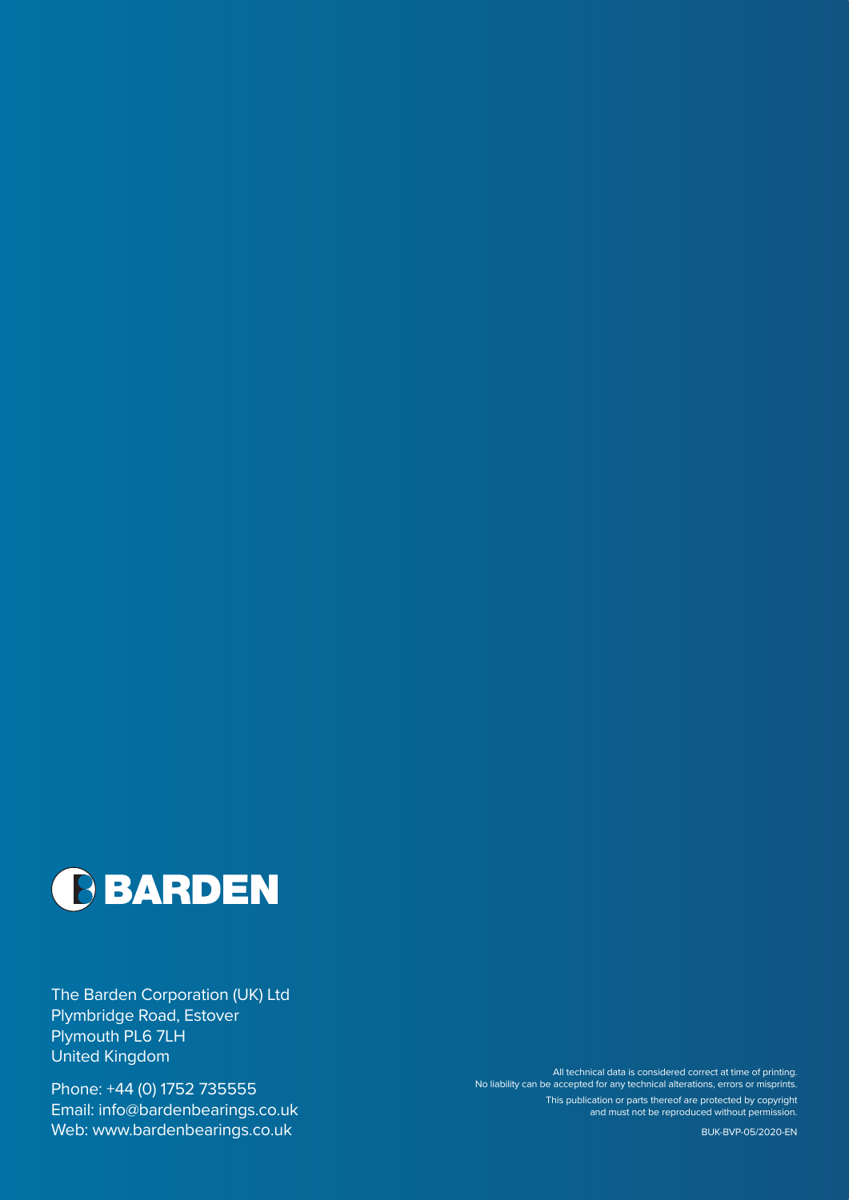BARDEN

The Barden Corporation (UK) Ltd
Plymbridge Road, Estover
Plymouth PL6 7LH
United Kingdom

Phone: +44 (0) 1752 735555
Email: info@bardenbearings.co.uk
Web: www.bardenbearings.co.uk

All technical data is considered correct at time of printing.
No liability can be accepted for any technical alterations, errors or misprints.

This publication or parts thereof are protected by copyright
and must not be reproduced without permission.

BUK-BVP-05/2020-EN